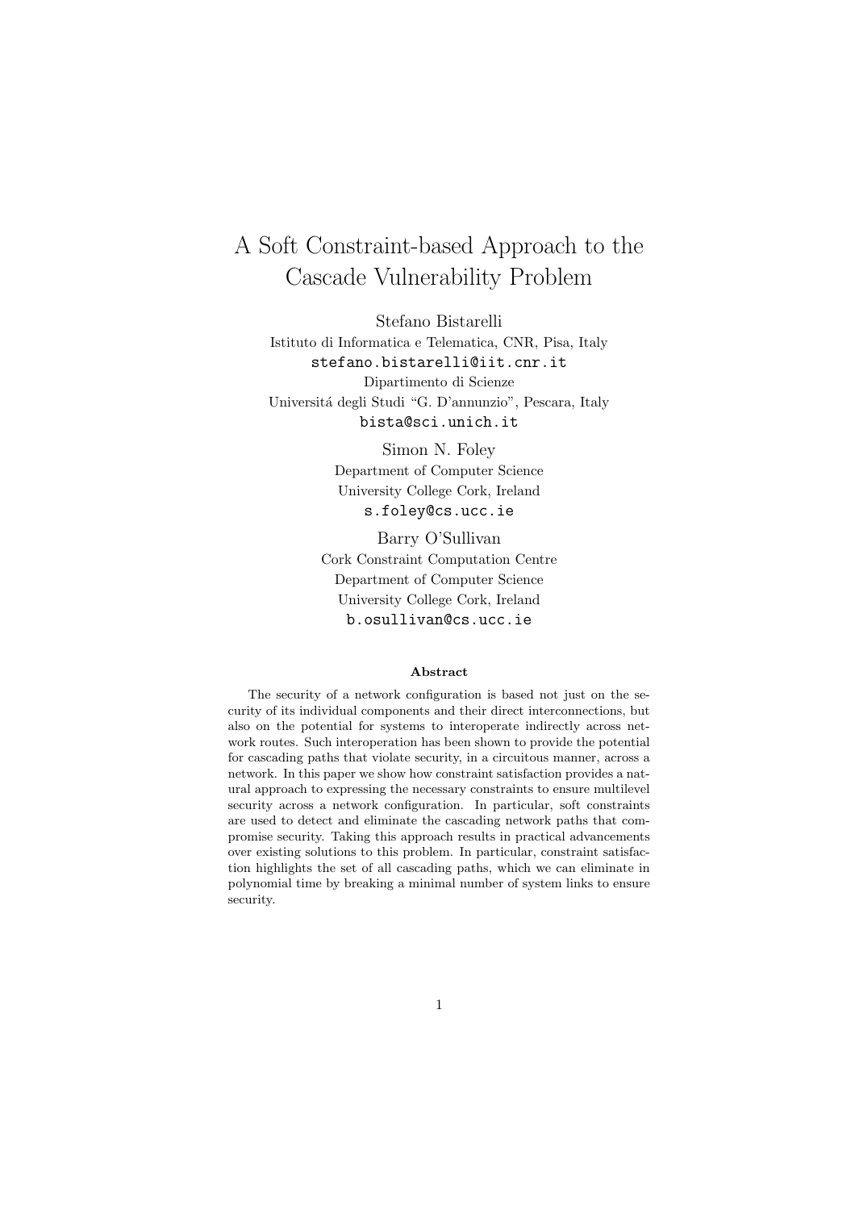# A Soft Constraint-based Approach to the Cascade Vulnerability Problem

Stefano Bistarelli
Istituto di Informatica e Telematica, CNR, Pisa, Italy
`stefano.bistarelli@iit.cnr.it`
Dipartimento di Scienze
Universitá degli Studi "G. D'annunzio", Pescara, Italy
`bista@sci.unich.it`

Simon N. Foley
Department of Computer Science
University College Cork, Ireland
`s.foley@cs.ucc.ie`

Barry O'Sullivan
Cork Constraint Computation Centre
Department of Computer Science
University College Cork, Ireland
`b.osullivan@cs.ucc.ie`

**Abstract**

The security of a network configuration is based not just on the security of its individual components and their direct interconnections, but also on the potential for systems to interoperate indirectly across network routes. Such interoperation has been shown to provide the potential for cascading paths that violate security, in a circuitous manner, across a network. In this paper we show how constraint satisfaction provides a natural approach to expressing the necessary constraints to ensure multilevel security across a network configuration. In particular, soft constraints are used to detect and eliminate the cascading network paths that compromise security. Taking this approach results in practical advancements over existing solutions to this problem. In particular, constraint satisfaction highlights the set of all cascading paths, which we can eliminate in polynomial time by breaking a minimal number of system links to ensure security.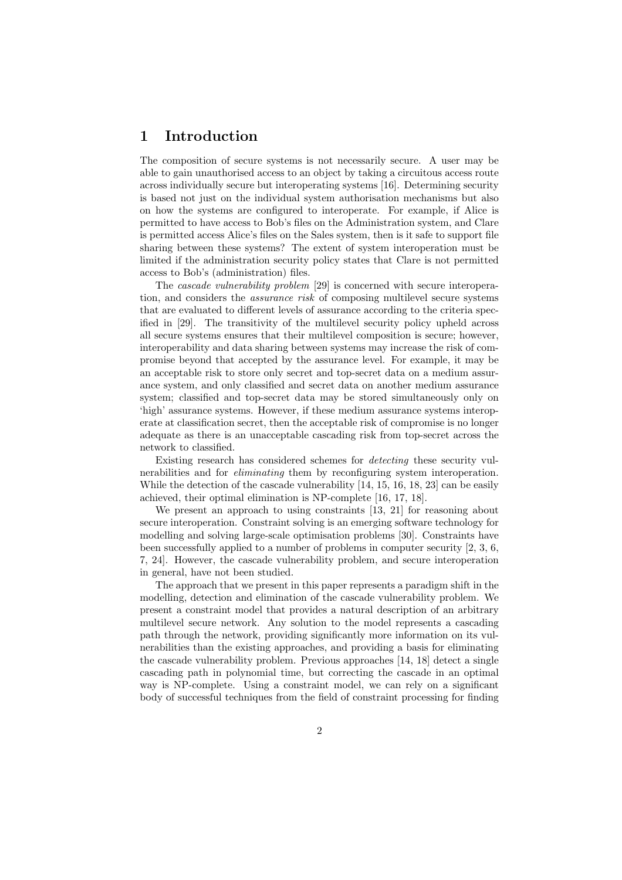# 1 Introduction

The composition of secure systems is not necessarily secure. A user may be able to gain unauthorised access to an object by taking a circuitous access route across individually secure but interoperating systems [16]. Determining security is based not just on the individual system authorisation mechanisms but also on how the systems are configured to interoperate. For example, if Alice is permitted to have access to Bob's files on the Administration system, and Clare is permitted access Alice's files on the Sales system, then is it safe to support file sharing between these systems? The extent of system interoperation must be limited if the administration security policy states that Clare is not permitted access to Bob's (administration) files.

The *cascade vulnerability problem* [29] is concerned with secure interoperation, and considers the *assurance risk* of composing multilevel secure systems that are evaluated to different levels of assurance according to the criteria specified in [29]. The transitivity of the multilevel security policy upheld across all secure systems ensures that their multilevel composition is secure; however, interoperability and data sharing between systems may increase the risk of compromise beyond that accepted by the assurance level. For example, it may be an acceptable risk to store only secret and top-secret data on a medium assurance system, and only classified and secret data on another medium assurance system; classified and top-secret data may be stored simultaneously only on 'high' assurance systems. However, if these medium assurance systems interoperate at classification secret, then the acceptable risk of compromise is no longer adequate as there is an unacceptable cascading risk from top-secret across the network to classified.

Existing research has considered schemes for *detecting* these security vulnerabilities and for *eliminating* them by reconfiguring system interoperation. While the detection of the cascade vulnerability [14, 15, 16, 18, 23] can be easily achieved, their optimal elimination is NP-complete [16, 17, 18].

We present an approach to using constraints [13, 21] for reasoning about secure interoperation. Constraint solving is an emerging software technology for modelling and solving large-scale optimisation problems [30]. Constraints have been successfully applied to a number of problems in computer security [2, 3, 6, 7, 24]. However, the cascade vulnerability problem, and secure interoperation in general, have not been studied.

The approach that we present in this paper represents a paradigm shift in the modelling, detection and elimination of the cascade vulnerability problem. We present a constraint model that provides a natural description of an arbitrary multilevel secure network. Any solution to the model represents a cascading path through the network, providing significantly more information on its vulnerabilities than the existing approaches, and providing a basis for eliminating the cascade vulnerability problem. Previous approaches [14, 18] detect a single cascading path in polynomial time, but correcting the cascade in an optimal way is NP-complete. Using a constraint model, we can rely on a significant body of successful techniques from the field of constraint processing for finding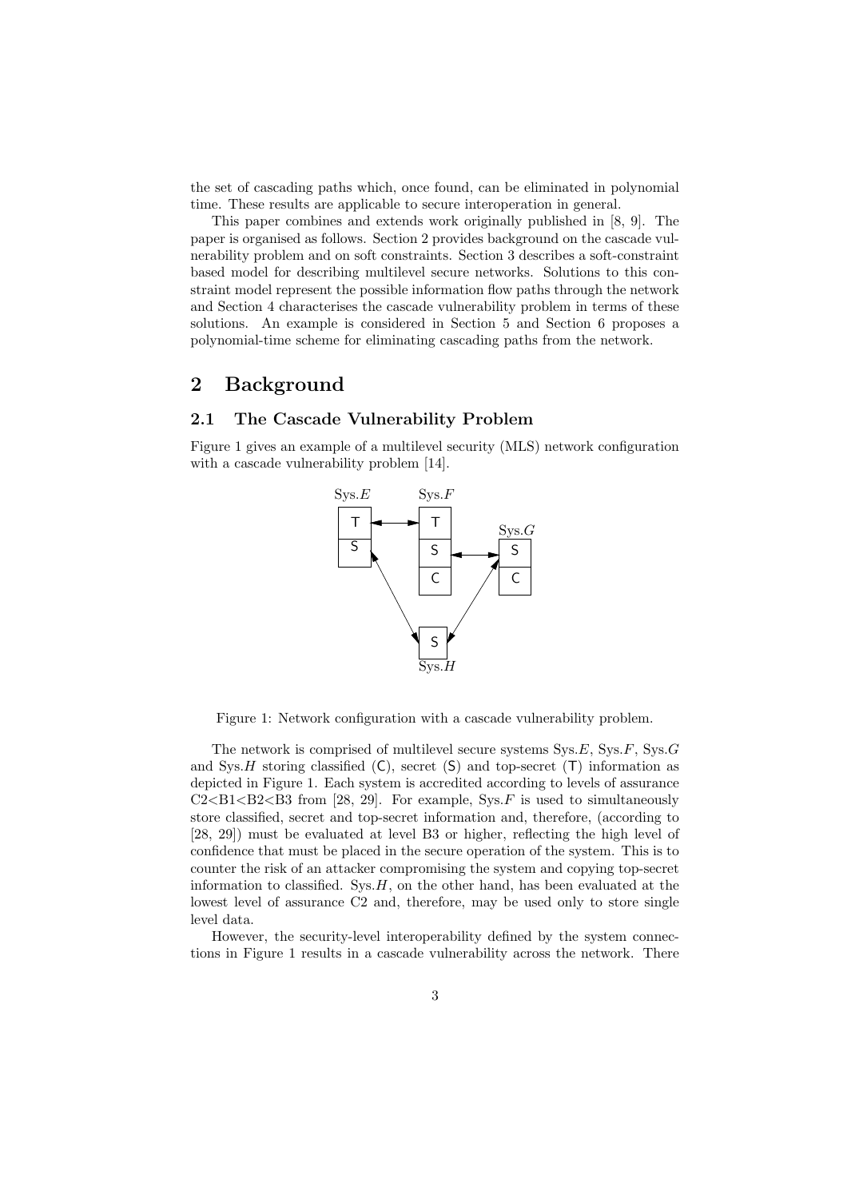the set of cascading paths which, once found, can be eliminated in polynomial time. These results are applicable to secure interoperation in general.

This paper combines and extends work originally published in [8, 9]. The paper is organised as follows. Section 2 provides background on the cascade vulnerability problem and on soft constraints. Section 3 describes a soft-constraint based model for describing multilevel secure networks. Solutions to this constraint model represent the possible information flow paths through the network and Section 4 characterises the cascade vulnerability problem in terms of these solutions. An example is considered in Section 5 and Section 6 proposes a polynomial-time scheme for eliminating cascading paths from the network.

## 2 Background

### 2.1 The Cascade Vulnerability Problem

Figure 1 gives an example of a multilevel security (MLS) network configuration with a cascade vulnerability problem [14].

Figure 1: Network configuration with a cascade vulnerability problem.

The network is comprised of multilevel secure systems Sys.$E$, Sys.$F$, Sys.$G$ and Sys.$H$ storing classified (C), secret (S) and top-secret (T) information as depicted in Figure 1. Each system is accredited according to levels of assurance C2<B1<B2<B3 from [28, 29]. For example, Sys.$F$ is used to simultaneously store classified, secret and top-secret information and, therefore, (according to [28, 29]) must be evaluated at level B3 or higher, reflecting the high level of confidence that must be placed in the secure operation of the system. This is to counter the risk of an attacker compromising the system and copying top-secret information to classified. Sys.$H$, on the other hand, has been evaluated at the lowest level of assurance C2 and, therefore, may be used only to store single level data.

However, the security-level interoperability defined by the system connections in Figure 1 results in a cascade vulnerability across the network. There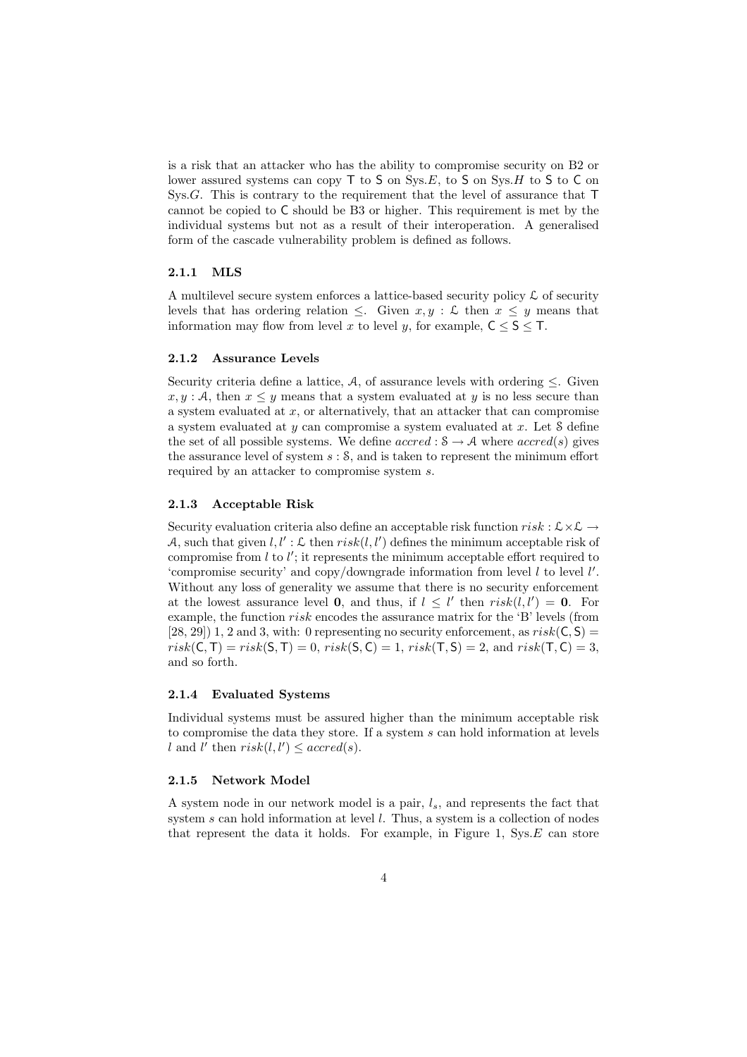is a risk that an attacker who has the ability to compromise security on B2 or lower assured systems can copy $\mathsf{T}$ to $\mathsf{S}$ on Sys.$E$, to $\mathsf{S}$ on Sys.$H$ to $\mathsf{S}$ to $\mathsf{C}$ on Sys.$G$. This is contrary to the requirement that the level of assurance that $\mathsf{T}$ cannot be copied to $\mathsf{C}$ should be B3 or higher. This requirement is met by the individual systems but not as a result of their interoperation. A generalised form of the cascade vulnerability problem is defined as follows.

#### 2.1.1 MLS

A multilevel secure system enforces a lattice-based security policy $\mathcal{L}$ of security levels that has ordering relation $\leq$. Given $x, y : \mathcal{L}$ then $x \leq y$ means that information may flow from level $x$ to level $y$, for example, $\mathsf{C} \leq \mathsf{S} \leq \mathsf{T}$.

#### 2.1.2 Assurance Levels

Security criteria define a lattice, $\mathcal{A}$, of assurance levels with ordering $\leq$. Given $x, y : \mathcal{A}$, then $x \leq y$ means that a system evaluated at $y$ is no less secure than a system evaluated at $x$, or alternatively, that an attacker that can compromise a system evaluated at $y$ can compromise a system evaluated at $x$. Let $\mathcal{S}$ define the set of all possible systems. We define $accred : \mathcal{S} \rightarrow \mathcal{A}$ where $accred(s)$ gives the assurance level of system $s : \mathcal{S}$, and is taken to represent the minimum effort required by an attacker to compromise system $s$.

#### 2.1.3 Acceptable Risk

Security evaluation criteria also define an acceptable risk function $risk : \mathcal{L} \times \mathcal{L} \rightarrow \mathcal{A}$, such that given $l, l' : \mathcal{L}$ then $risk(l, l')$ defines the minimum acceptable risk of compromise from $l$ to $l'$; it represents the minimum acceptable effort required to 'compromise security' and copy/downgrade information from level $l$ to level $l'$. Without any loss of generality we assume that there is no security enforcement at the lowest assurance level $\mathbf{0}$, and thus, if $l \leq l'$ then $risk(l, l') = \mathbf{0}$. For example, the function $risk$ encodes the assurance matrix for the 'B' levels (from [28, 29]) 1, 2 and 3, with: 0 representing no security enforcement, as $risk(\mathsf{C}, \mathsf{S}) = risk(\mathsf{C}, \mathsf{T}) = risk(\mathsf{S}, \mathsf{T}) = 0$, $risk(\mathsf{S}, \mathsf{C}) = 1$, $risk(\mathsf{T}, \mathsf{S}) = 2$, and $risk(\mathsf{T}, \mathsf{C}) = 3$, and so forth.

#### 2.1.4 Evaluated Systems

Individual systems must be assured higher than the minimum acceptable risk to compromise the data they store. If a system $s$ can hold information at levels $l$ and $l'$ then $risk(l, l') \leq accred(s)$.

#### 2.1.5 Network Model

A system node in our network model is a pair, $l_s$, and represents the fact that system $s$ can hold information at level $l$. Thus, a system is a collection of nodes that represent the data it holds. For example, in Figure 1, Sys.$E$ can store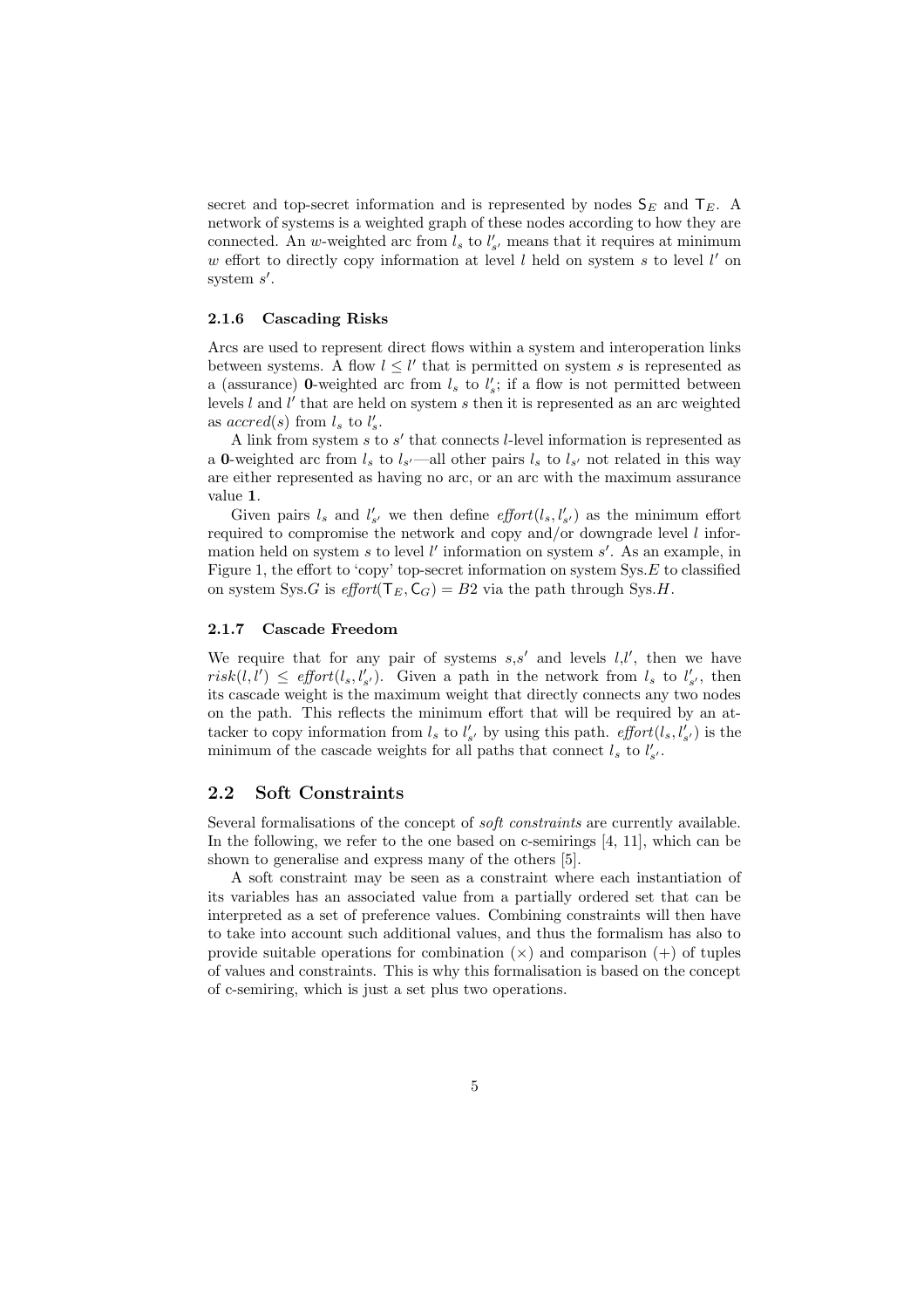secret and top-secret information and is represented by nodes $\mathsf{S}_E$ and $\mathsf{T}_E$. A network of systems is a weighted graph of these nodes according to how they are connected. An $w$-weighted arc from $l_s$ to $l'_{s'}$ means that it requires at minimum $w$ effort to directly copy information at level $l$ held on system $s$ to level $l'$ on system $s'$.

#### 2.1.6 Cascading Risks

Arcs are used to represent direct flows within a system and interoperation links between systems. A flow $l \leq l'$ that is permitted on system $s$ is represented as a (assurance) $\mathbf{0}$-weighted arc from $l_s$ to $l'_s$; if a flow is not permitted between levels $l$ and $l'$ that are held on system $s$ then it is represented as an arc weighted as $accred(s)$ from $l_s$ to $l'_s$.

A link from system $s$ to $s'$ that connects $l$-level information is represented as a $\mathbf{0}$-weighted arc from $l_s$ to $l_{s'}$—all other pairs $l_s$ to $l_{s'}$ not related in this way are either represented as having no arc, or an arc with the maximum assurance value $\mathbf{1}$.

Given pairs $l_s$ and $l'_{s'}$ we then define $\mathit{effort}(l_s, l'_{s'})$ as the minimum effort required to compromise the network and copy and/or downgrade level $l$ information held on system $s$ to level $l'$ information on system $s'$. As an example, in Figure 1, the effort to 'copy' top-secret information on system Sys.$E$ to classified on system Sys.$G$ is $\mathit{effort}(\mathsf{T}_E, \mathsf{C}_G) = B2$ via the path through Sys.$H$.

#### 2.1.7 Cascade Freedom

We require that for any pair of systems $s$,$s'$ and levels $l$,$l'$, then we have $risk(l, l') \leq \mathit{effort}(l_s, l'_{s'})$. Given a path in the network from $l_s$ to $l'_{s'}$, then its cascade weight is the maximum weight that directly connects any two nodes on the path. This reflects the minimum effort that will be required by an attacker to copy information from $l_s$ to $l'_{s'}$ by using this path. $\mathit{effort}(l_s, l'_{s'})$ is the minimum of the cascade weights for all paths that connect $l_s$ to $l'_{s'}$.

### 2.2 Soft Constraints

Several formalisations of the concept of *soft constraints* are currently available. In the following, we refer to the one based on c-semirings [4, 11], which can be shown to generalise and express many of the others [5].

A soft constraint may be seen as a constraint where each instantiation of its variables has an associated value from a partially ordered set that can be interpreted as a set of preference values. Combining constraints will then have to take into account such additional values, and thus the formalism has also to provide suitable operations for combination ($\times$) and comparison ($+$) of tuples of values and constraints. This is why this formalisation is based on the concept of c-semiring, which is just a set plus two operations.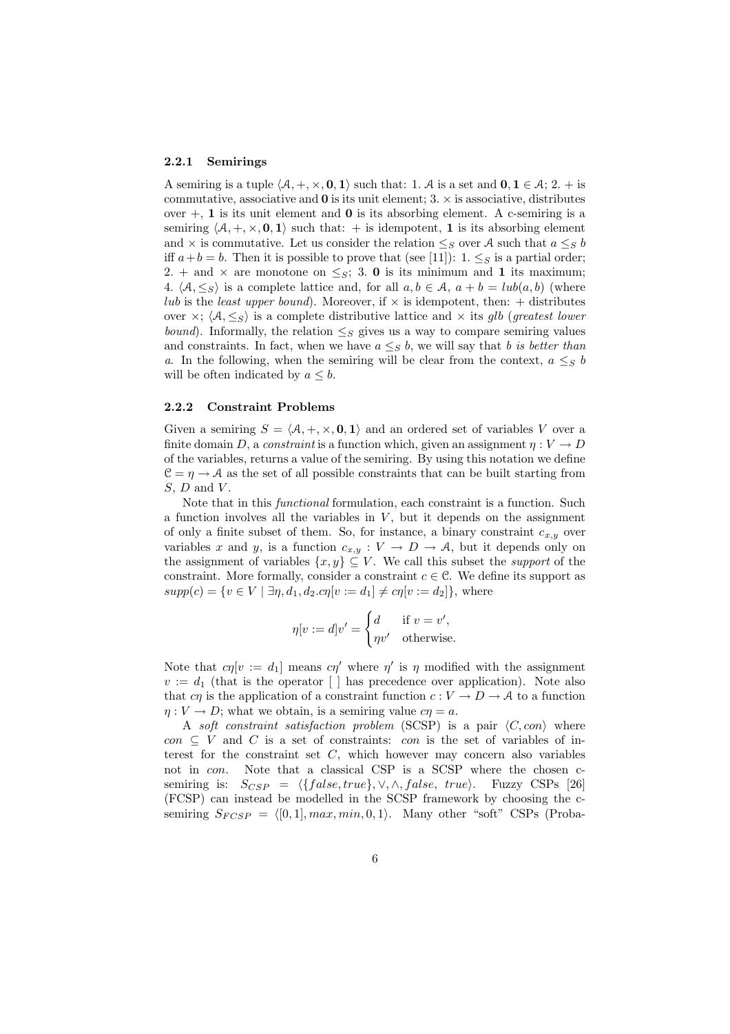### 2.2.1 Semirings

A semiring is a tuple $\langle \mathcal{A}, +, \times, \mathbf{0}, \mathbf{1} \rangle$ such that: 1. $\mathcal{A}$ is a set and $\mathbf{0}, \mathbf{1} \in \mathcal{A}$; 2. $+$ is commutative, associative and $\mathbf{0}$ is its unit element; 3. $\times$ is associative, distributes over $+$, $\mathbf{1}$ is its unit element and $\mathbf{0}$ is its absorbing element. A c-semiring is a semiring $\langle \mathcal{A}, +, \times, \mathbf{0}, \mathbf{1} \rangle$ such that: $+$ is idempotent, $\mathbf{1}$ is its absorbing element and $\times$ is commutative. Let us consider the relation $\leq_S$ over $\mathcal{A}$ such that $a \leq_S b$ iff $a + b = b$. Then it is possible to prove that (see [11]): 1. $\leq_S$ is a partial order; 2. $+$ and $\times$ are monotone on $\leq_S$; 3. $\mathbf{0}$ is its minimum and $\mathbf{1}$ its maximum; 4. $\langle \mathcal{A}, \leq_S \rangle$ is a complete lattice and, for all $a, b \in \mathcal{A}$, $a + b = lub(a, b)$ (where *lub* is the *least upper bound*). Moreover, if $\times$ is idempotent, then: $+$ distributes over $\times$; $\langle \mathcal{A}, \leq_S \rangle$ is a complete distributive lattice and $\times$ its *glb* (*greatest lower bound*). Informally, the relation $\leq_S$ gives us a way to compare semiring values and constraints. In fact, when we have $a \leq_S b$, we will say that $b$ *is better than* $a$. In the following, when the semiring will be clear from the context, $a \leq_S b$ will be often indicated by $a \leq b$.

### 2.2.2 Constraint Problems

Given a semiring $S = \langle \mathcal{A}, +, \times, \mathbf{0}, \mathbf{1} \rangle$ and an ordered set of variables $V$ over a finite domain $D$, a *constraint* is a function which, given an assignment $\eta : V \to D$ of the variables, returns a value of the semiring. By using this notation we define $\mathcal{C} = \eta \to \mathcal{A}$ as the set of all possible constraints that can be built starting from $S$, $D$ and $V$.

Note that in this *functional* formulation, each constraint is a function. Such a function involves all the variables in $V$, but it depends on the assignment of only a finite subset of them. So, for instance, a binary constraint $c_{x,y}$ over variables $x$ and $y$, is a function $c_{x,y} : V \to D \to \mathcal{A}$, but it depends only on the assignment of variables $\{x, y\} \subseteq V$. We call this subset the *support* of the constraint. More formally, consider a constraint $c \in \mathcal{C}$. We define its support as $supp(c) = \{v \in V \mid \exists \eta, d_1, d_2 . c\eta[v := d_1] \neq c\eta[v := d_2]\}$, where

$$\eta[v := d]v' = \begin{cases} d & \text{if } v = v', \\ \eta v' & \text{otherwise.} \end{cases}$$

Note that $c\eta[v := d_1]$ means $c\eta'$ where $\eta'$ is $\eta$ modified with the assignment $v := d_1$ (that is the operator [ ] has precedence over application). Note also that $c\eta$ is the application of a constraint function $c : V \to D \to \mathcal{A}$ to a function $\eta : V \to D$; what we obtain, is a semiring value $c\eta = a$.

A *soft constraint satisfaction problem* (SCSP) is a pair $\langle C, con \rangle$ where $con \subseteq V$ and $C$ is a set of constraints: $con$ is the set of variables of interest for the constraint set $C$, which however may concern also variables not in $con$. Note that a classical CSP is a SCSP where the chosen c-semiring is: $S_{CSP} = \langle \{false, true\}, \vee, \wedge, false, true \rangle$. Fuzzy CSPs [26] (FCSP) can instead be modelled in the SCSP framework by choosing the c-semiring $S_{FCSP} = \langle [0, 1], max, min, 0, 1 \rangle$. Many other "soft" CSPs (Proba-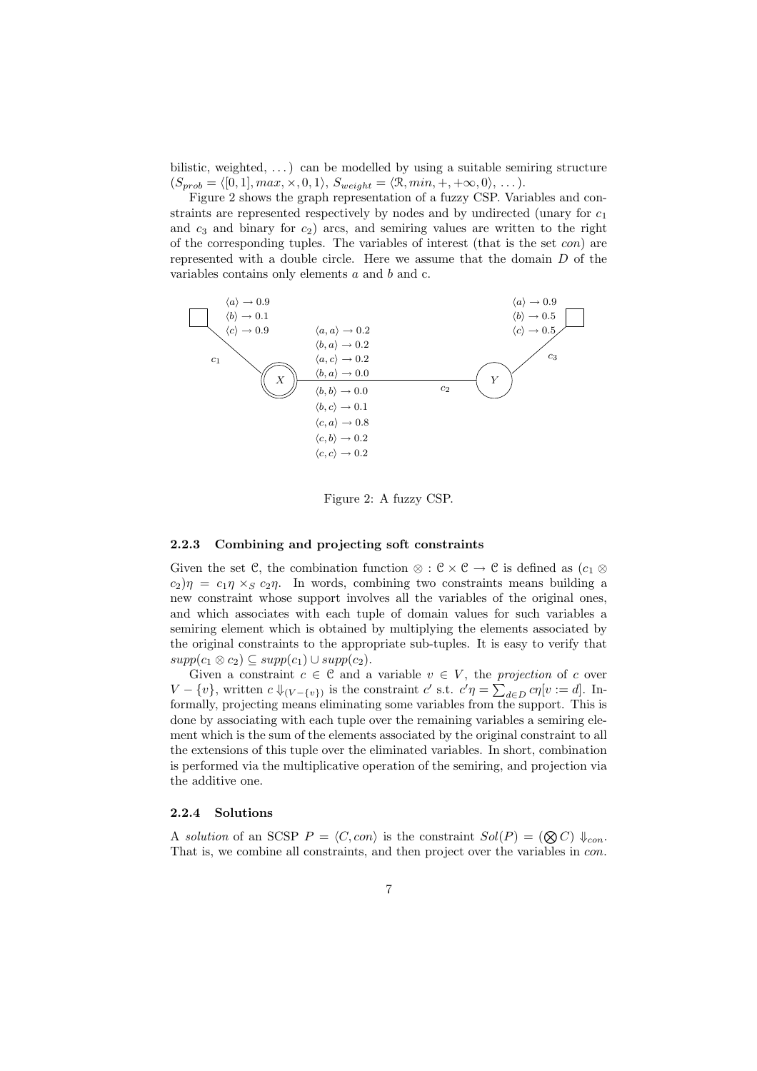bilistic, weighted, ...) can be modelled by using a suitable semiring structure ($S_{prob} = \langle [0,1], max, \times, 0, 1\rangle$, $S_{weight} = \langle \mathcal{R}, min, +, +\infty, 0\rangle$, ...).

Figure 2 shows the graph representation of a fuzzy CSP. Variables and constraints are represented respectively by nodes and by undirected (unary for $c_1$ and $c_3$ and binary for $c_2$) arcs, and semiring values are written to the right of the corresponding tuples. The variables of interest (that is the set *con*) are represented with a double circle. Here we assume that the domain $D$ of the variables contains only elements $a$ and $b$ and c.

$c_1$: $\langle a\rangle \rightarrow 0.9$, $\langle b\rangle \rightarrow 0.1$, $\langle c\rangle \rightarrow 0.9$

$c_2$: $\langle a,a\rangle \rightarrow 0.2$, $\langle b,a\rangle \rightarrow 0.2$, $\langle a,c\rangle \rightarrow 0.2$, $\langle b,a\rangle \rightarrow 0.0$, $\langle b,b\rangle \rightarrow 0.0$, $\langle b,c\rangle \rightarrow 0.1$, $\langle c,a\rangle \rightarrow 0.8$, $\langle c,b\rangle \rightarrow 0.2$, $\langle c,c\rangle \rightarrow 0.2$

$c_3$: $\langle a\rangle \rightarrow 0.9$, $\langle b\rangle \rightarrow 0.5$, $\langle c\rangle \rightarrow 0.5$

Figure 2: A fuzzy CSP.

### 2.2.3 Combining and projecting soft constraints

Given the set $\mathcal{C}$, the combination function $\otimes : \mathcal{C} \times \mathcal{C} \rightarrow \mathcal{C}$ is defined as $(c_1 \otimes c_2)\eta = c_1\eta \times_S c_2\eta$. In words, combining two constraints means building a new constraint whose support involves all the variables of the original ones, and which associates with each tuple of domain values for such variables a semiring element which is obtained by multiplying the elements associated by the original constraints to the appropriate sub-tuples. It is easy to verify that $supp(c_1 \otimes c_2) \subseteq supp(c_1) \cup supp(c_2)$.

Given a constraint $c \in \mathcal{C}$ and a variable $v \in V$, the *projection* of $c$ over $V - \{v\}$, written $c \Downarrow_{(V-\{v\})}$ is the constraint $c'$ s.t. $c'\eta = \sum_{d \in D} c\eta[v := d]$. Informally, projecting means eliminating some variables from the support. This is done by associating with each tuple over the remaining variables a semiring element which is the sum of the elements associated by the original constraint to all the extensions of this tuple over the eliminated variables. In short, combination is performed via the multiplicative operation of the semiring, and projection via the additive one.

### 2.2.4 Solutions

A *solution* of an SCSP $P = \langle C, con\rangle$ is the constraint $Sol(P) = (\bigotimes C) \Downarrow_{con}$. That is, we combine all constraints, and then project over the variables in *con*.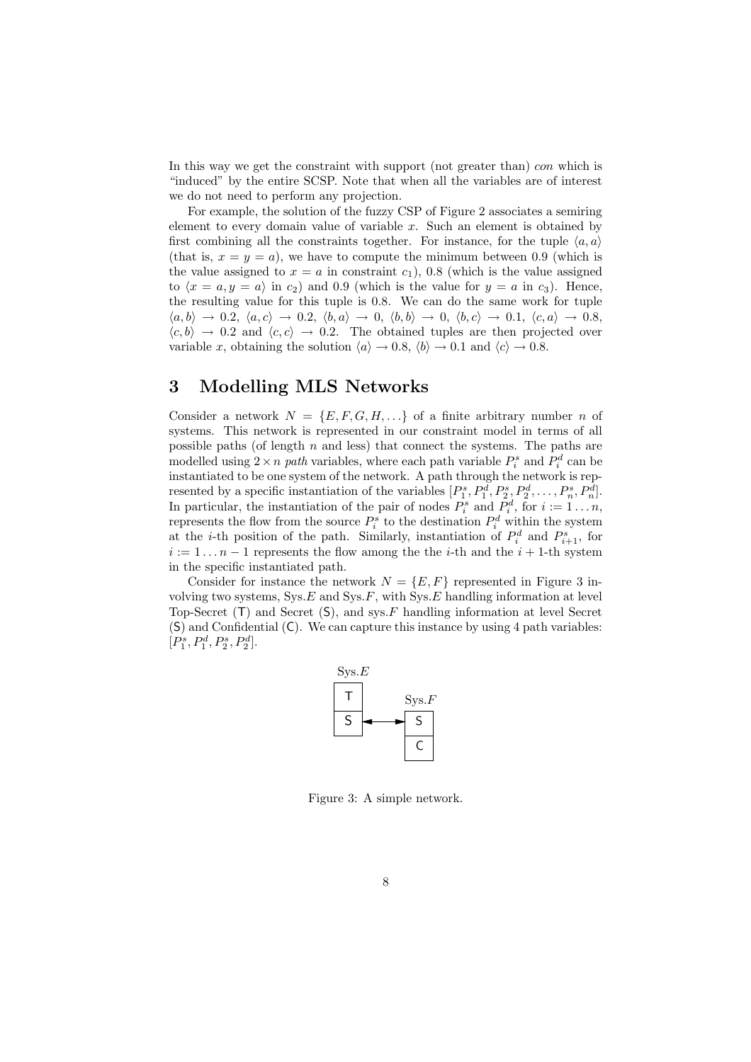In this way we get the constraint with support (not greater than) *con* which is "induced" by the entire SCSP. Note that when all the variables are of interest we do not need to perform any projection.

For example, the solution of the fuzzy CSP of Figure 2 associates a semiring element to every domain value of variable $x$. Such an element is obtained by first combining all the constraints together. For instance, for the tuple $\langle a, a \rangle$ (that is, $x = y = a$), we have to compute the minimum between 0.9 (which is the value assigned to $x = a$ in constraint $c_1$), 0.8 (which is the value assigned to $\langle x = a, y = a \rangle$ in $c_2$) and 0.9 (which is the value for $y = a$ in $c_3$). Hence, the resulting value for this tuple is 0.8. We can do the same work for tuple $\langle a, b \rangle \rightarrow 0.2$, $\langle a, c \rangle \rightarrow 0.2$, $\langle b, a \rangle \rightarrow 0$, $\langle b, b \rangle \rightarrow 0$, $\langle b, c \rangle \rightarrow 0.1$, $\langle c, a \rangle \rightarrow 0.8$, $\langle c, b \rangle \rightarrow 0.2$ and $\langle c, c \rangle \rightarrow 0.2$. The obtained tuples are then projected over variable $x$, obtaining the solution $\langle a \rangle \rightarrow 0.8$, $\langle b \rangle \rightarrow 0.1$ and $\langle c \rangle \rightarrow 0.8$.

## 3 Modelling MLS Networks

Consider a network $N = \{E, F, G, H, \ldots\}$ of a finite arbitrary number $n$ of systems. This network is represented in our constraint model in terms of all possible paths (of length $n$ and less) that connect the systems. The paths are modelled using $2 \times n$ *path* variables, where each path variable $P_i^s$ and $P_i^d$ can be instantiated to be one system of the network. A path through the network is represented by a specific instantiation of the variables $[P_1^s, P_1^d, P_2^s, P_2^d, \ldots, P_n^s, P_n^d]$. In particular, the instantiation of the pair of nodes $P_i^s$ and $P_i^d$, for $i := 1 \ldots n$, represents the flow from the source $P_i^s$ to the destination $P_i^d$ within the system at the $i$-th position of the path. Similarly, instantiation of $P_i^d$ and $P_{i+1}^s$, for $i := 1 \ldots n - 1$ represents the flow among the the $i$-th and the $i + 1$-th system in the specific instantiated path.

Consider for instance the network $N = \{E, F\}$ represented in Figure 3 involving two systems, Sys.$E$ and Sys.$F$, with Sys.$E$ handling information at level Top-Secret (T) and Secret (S), and sys.$F$ handling information at level Secret (S) and Confidential (C). We can capture this instance by using 4 path variables: $[P_1^s, P_1^d, P_2^s, P_2^d]$.

Figure 3: A simple network.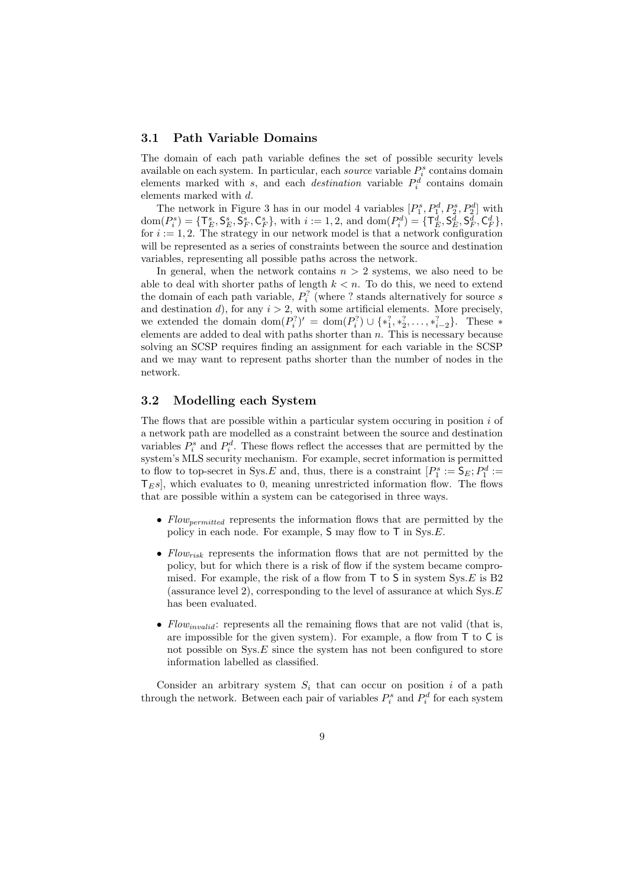### 3.1 Path Variable Domains

The domain of each path variable defines the set of possible security levels available on each system. In particular, each *source* variable $P_i^s$ contains domain elements marked with $s$, and each *destination* variable $P_i^d$ contains domain elements marked with $d$.

The network in Figure 3 has in our model 4 variables $[P_1^s, P_1^d, P_2^s, P_2^d]$ with $\mathrm{dom}(P_i^s) = \{\mathsf{T}_E^s, \mathsf{S}_E^s, \mathsf{S}_F^s, \mathsf{C}_F^s\}$, with $i := 1, 2$, and $\mathrm{dom}(P_i^d) = \{\mathsf{T}_E^d, \mathsf{S}_E^d, \mathsf{S}_F^d, \mathsf{C}_F^d\}$, for $i := 1, 2$. The strategy in our network model is that a network configuration will be represented as a series of constraints between the source and destination variables, representing all possible paths across the network.

In general, when the network contains $n > 2$ systems, we also need to be able to deal with shorter paths of length $k < n$. To do this, we need to extend the domain of each path variable, $P_i^?$ (where ? stands alternatively for source $s$ and destination $d$), for any $i > 2$, with some artificial elements. More precisely, we extended the domain $\mathrm{dom}(P_i^?)' = \mathrm{dom}(P_i^?) \cup \{*_1^?, *_2^?, \ldots, *_{i-2}^?\}$. These $*$ elements are added to deal with paths shorter than $n$. This is necessary because solving an SCSP requires finding an assignment for each variable in the SCSP and we may want to represent paths shorter than the number of nodes in the network.

### 3.2 Modelling each System

The flows that are possible within a particular system occuring in position $i$ of a network path are modelled as a constraint between the source and destination variables $P_i^s$ and $P_i^d$. These flows reflect the accesses that are permitted by the system's MLS security mechanism. For example, secret information is permitted to flow to top-secret in Sys.$E$ and, thus, there is a constraint $[P_1^s := \mathsf{S}_E; P_1^d := \mathsf{T}_E s]$, which evaluates to 0, meaning unrestricted information flow. The flows that are possible within a system can be categorised in three ways.

- $Flow_{permitted}$ represents the information flows that are permitted by the policy in each node. For example, $\mathsf{S}$ may flow to $\mathsf{T}$ in Sys.$E$.
- $Flow_{risk}$ represents the information flows that are not permitted by the policy, but for which there is a risk of flow if the system became compromised. For example, the risk of a flow from $\mathsf{T}$ to $\mathsf{S}$ in system Sys.$E$ is B2 (assurance level 2), corresponding to the level of assurance at which Sys.$E$ has been evaluated.
- $Flow_{invalid}$: represents all the remaining flows that are not valid (that is, are impossible for the given system). For example, a flow from $\mathsf{T}$ to $\mathsf{C}$ is not possible on Sys.$E$ since the system has not been configured to store information labelled as classified.

Consider an arbitrary system $S_i$ that can occur on position $i$ of a path through the network. Between each pair of variables $P_i^s$ and $P_i^d$ for each system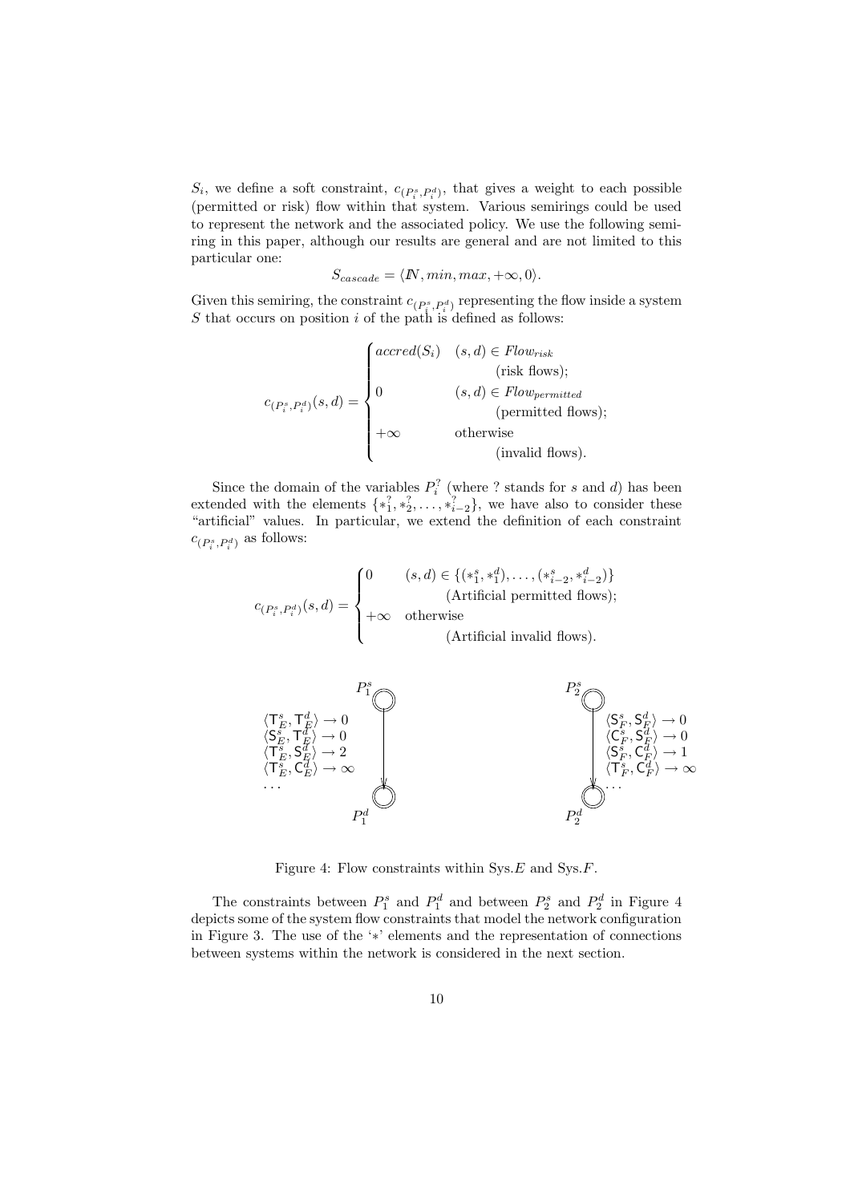$S_i$, we define a soft constraint, $c_{(P_i^s,P_i^d)}$, that gives a weight to each possible (permitted or risk) flow within that system. Various semirings could be used to represent the network and the associated policy. We use the following semiring in this paper, although our results are general and are not limited to this particular one:

$$S_{cascade} = \langle \mathbb{N}, min, max, +\infty, 0\rangle.$$

Given this semiring, the constraint $c_{(P_i^s,P_i^d)}$ representing the flow inside a system $S$ that occurs on position $i$ of the path is defined as follows:

$$c_{(P_i^s,P_i^d)}(s,d) = \begin{cases} accred(S_i) & (s,d) \in Flow_{risk} \\ & \quad \text{(risk flows);} \\ 0 & (s,d) \in Flow_{permitted} \\ & \quad \text{(permitted flows);} \\ +\infty & \text{otherwise} \\ & \quad \text{(invalid flows).} \end{cases}$$

Since the domain of the variables $P_i^?$ (where ? stands for $s$ and $d$) has been extended with the elements $\{*_1^?, *_2^?, \ldots, *_{i-2}^?\}$, we have also to consider these "artificial" values. In particular, we extend the definition of each constraint $c_{(P_i^s,P_i^d)}$ as follows:

$$c_{(P_i^s,P_i^d)}(s,d) = \begin{cases} 0 & (s,d) \in \{(*_1^s, *_1^d), \ldots, (*_{i-2}^s, *_{i-2}^d)\} \\ & \quad \text{(Artificial permitted flows);} \\ +\infty & \text{otherwise} \\ & \quad \text{(Artificial invalid flows).} \end{cases}$$

$P_1^s \rightarrow P_1^d$:
$\langle \mathsf{T}_E^s, \mathsf{T}_E^d\rangle \rightarrow 0$
$\langle \mathsf{S}_E^s, \mathsf{T}_E^d\rangle \rightarrow 0$
$\langle \mathsf{T}_E^s, \mathsf{S}_E^d\rangle \rightarrow 2$
$\langle \mathsf{T}_E^s, \mathsf{C}_E^d\rangle \rightarrow \infty$
...

$P_2^s \rightarrow P_2^d$:
$\langle \mathsf{S}_F^s, \mathsf{S}_F^d\rangle \rightarrow 0$
$\langle \mathsf{C}_F^s, \mathsf{S}_F^d\rangle \rightarrow 0$
$\langle \mathsf{S}_F^s, \mathsf{C}_F^d\rangle \rightarrow 1$
$\langle \mathsf{T}_F^s, \mathsf{C}_F^d\rangle \rightarrow \infty$
...

Figure 4: Flow constraints within Sys.$E$ and Sys.$F$.

The constraints between $P_1^s$ and $P_1^d$ and between $P_2^s$ and $P_2^d$ in Figure 4 depicts some of the system flow constraints that model the network configuration in Figure 3. The use of the '$*$' elements and the representation of connections between systems within the network is considered in the next section.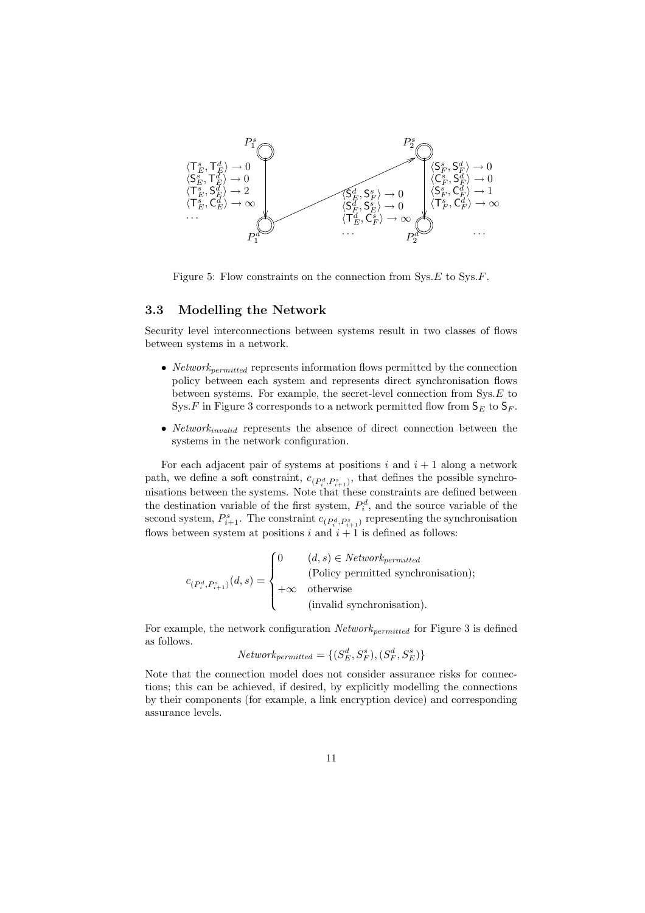Figure 5: Flow constraints on the connection from Sys.$E$ to Sys.$F$.

### 3.3 Modelling the Network

Security level interconnections between systems result in two classes of flows between systems in a network.

- *Network*$_{permitted}$ represents information flows permitted by the connection policy between each system and represents direct synchronisation flows between systems. For example, the secret-level connection from Sys.$E$ to Sys.$F$ in Figure 3 corresponds to a network permitted flow from $\mathsf{S}_E$ to $\mathsf{S}_F$.
- *Network*$_{invalid}$ represents the absence of direct connection between the systems in the network configuration.

For each adjacent pair of systems at positions $i$ and $i+1$ along a network path, we define a soft constraint, $c_{(P_i^d, P_{i+1}^s)}$, that defines the possible synchronisations between the systems. Note that these constraints are defined between the destination variable of the first system, $P_i^d$, and the source variable of the second system, $P_{i+1}^s$. The constraint $c_{(P_i^d, P_{i+1}^s)}$ representing the synchronisation flows between system at positions $i$ and $i+1$ is defined as follows:

$$c_{(P_i^d, P_{i+1}^s)}(d, s) = \begin{cases} 0 & (d, s) \in \mathit{Network}_{permitted} \\ & \text{(Policy permitted synchronisation);} \\ +\infty & \text{otherwise} \\ & \text{(invalid synchronisation).} \end{cases}$$

For example, the network configuration *Network*$_{permitted}$ for Figure 3 is defined as follows.

$$\mathit{Network}_{permitted} = \{(S_E^d, S_F^s), (S_F^d, S_E^s)\}$$

Note that the connection model does not consider assurance risks for connections; this can be achieved, if desired, by explicitly modelling the connections by their components (for example, a link encryption device) and corresponding assurance levels.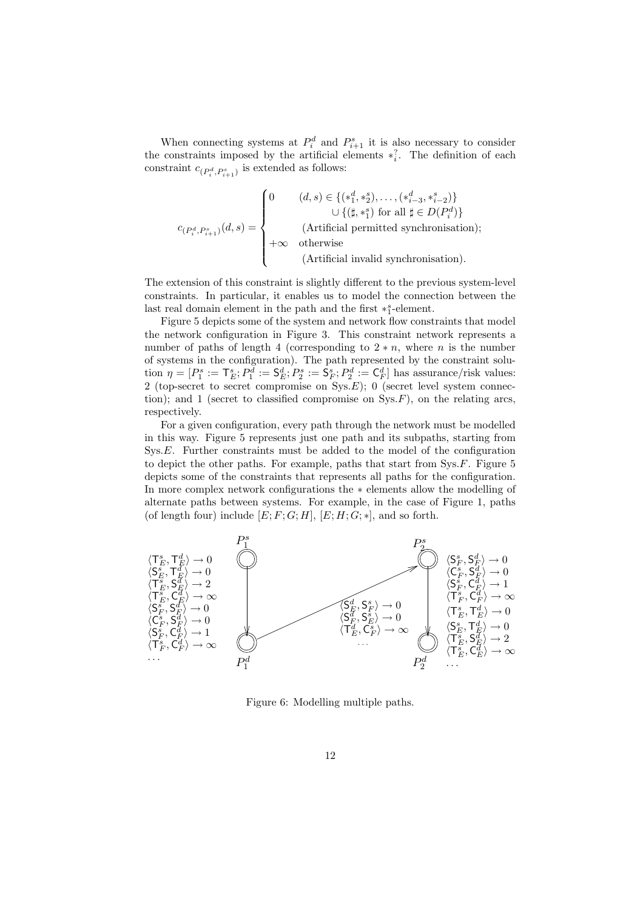When connecting systems at $P_i^d$ and $P_{i+1}^s$ it is also necessary to consider the constraints imposed by the artificial elements $*_i^?$. The definition of each constraint $c_{(P_i^d, P_{i+1}^s)}$ is extended as follows:

$$c_{(P_i^d,P_{i+1}^s)}(d,s) = \begin{cases} 0 & (d,s) \in \{(*_1^d, *_2^s), \ldots, (*_{i-3}^d, *_{i-2}^s)\} \\ & \quad \cup \{(\sharp, *_1^s) \text{ for all } \sharp \in D(P_i^d)\} \\ & \quad \text{(Artificial permitted synchronisation);} \\ +\infty & \text{otherwise} \\ & \quad \text{(Artificial invalid synchronisation).} \end{cases}$$

The extension of this constraint is slightly different to the previous system-level constraints. In particular, it enables us to model the connection between the last real domain element in the path and the first $*_1^s$-element.

Figure 5 depicts some of the system and network flow constraints that model the network configuration in Figure 3. This constraint network represents a number of paths of length 4 (corresponding to $2 * n$, where $n$ is the number of systems in the configuration). The path represented by the constraint solution $\eta = [P_1^s := \mathsf{T}_E^s; P_1^d := \mathsf{S}_E^d; P_2^s := \mathsf{S}_F^s; P_2^d := \mathsf{C}_F^d]$ has assurance/risk values: 2 (top-secret to secret compromise on Sys.$E$); 0 (secret level system connection); and 1 (secret to classified compromise on Sys.$F$), on the relating arcs, respectively.

For a given configuration, every path through the network must be modelled in this way. Figure 5 represents just one path and its subpaths, starting from Sys.$E$. Further constraints must be added to the model of the configuration to depict the other paths. For example, paths that start from Sys.$F$. Figure 5 depicts some of the constraints that represents all paths for the configuration. In more complex network configurations the $*$ elements allow the modelling of alternate paths between systems. For example, in the case of Figure 1, paths (of length four) include $[E; F; G; H]$, $[E; H; G; *]$, and so forth.

Figure 6: Modelling multiple paths.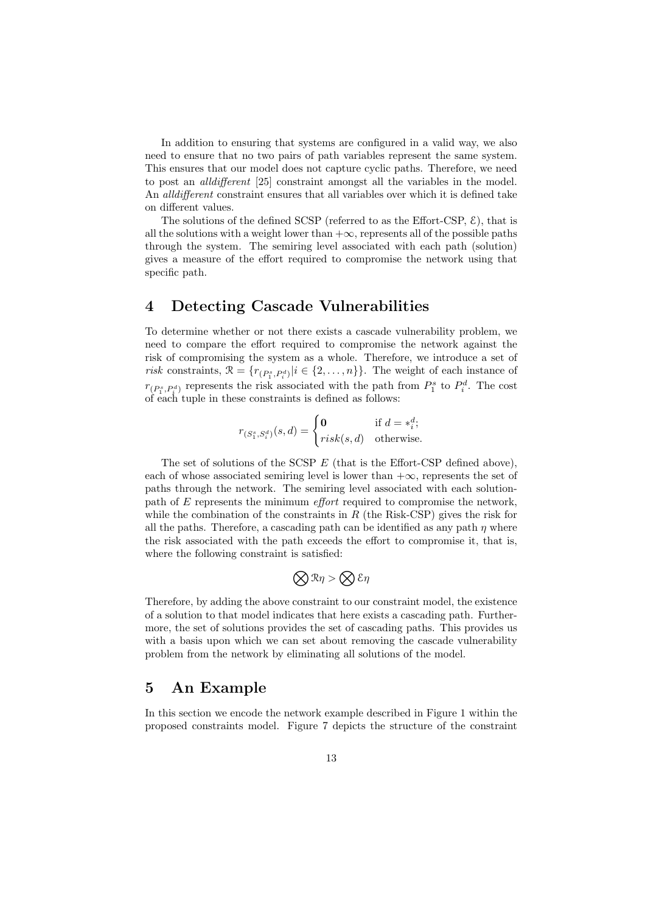In addition to ensuring that systems are configured in a valid way, we also need to ensure that no two pairs of path variables represent the same system. This ensures that our model does not capture cyclic paths. Therefore, we need to post an *alldifferent* [25] constraint amongst all the variables in the model. An *alldifferent* constraint ensures that all variables over which it is defined take on different values.

The solutions of the defined SCSP (referred to as the Effort-CSP, $\mathcal{E}$), that is all the solutions with a weight lower than $+\infty$, represents all of the possible paths through the system. The semiring level associated with each path (solution) gives a measure of the effort required to compromise the network using that specific path.

## 4 Detecting Cascade Vulnerabilities

To determine whether or not there exists a cascade vulnerability problem, we need to compare the effort required to compromise the network against the risk of compromising the system as a whole. Therefore, we introduce a set of *risk* constraints, $\mathcal{R} = \{r_{(P_1^s, P_i^d)} | i \in \{2, \ldots, n\}\}$. The weight of each instance of $r_{(P_1^s, P_i^d)}$ represents the risk associated with the path from $P_1^s$ to $P_i^d$. The cost of each tuple in these constraints is defined as follows:

$$r_{(S_1^s, S_i^d)}(s, d) = \begin{cases} \mathbf{0} & \text{if } d = *_i^d; \\ risk(s, d) & \text{otherwise.} \end{cases}$$

The set of solutions of the SCSP $E$ (that is the Effort-CSP defined above), each of whose associated semiring level is lower than $+\infty$, represents the set of paths through the network. The semiring level associated with each solution-path of $E$ represents the minimum *effort* required to compromise the network, while the combination of the constraints in $R$ (the Risk-CSP) gives the risk for all the paths. Therefore, a cascading path can be identified as any path $\eta$ where the risk associated with the path exceeds the effort to compromise it, that is, where the following constraint is satisfied:

$$\bigotimes \mathcal{R}\eta > \bigotimes \mathcal{E}\eta$$

Therefore, by adding the above constraint to our constraint model, the existence of a solution to that model indicates that here exists a cascading path. Furthermore, the set of solutions provides the set of cascading paths. This provides us with a basis upon which we can set about removing the cascade vulnerability problem from the network by eliminating all solutions of the model.

## 5 An Example

In this section we encode the network example described in Figure 1 within the proposed constraints model. Figure 7 depicts the structure of the constraint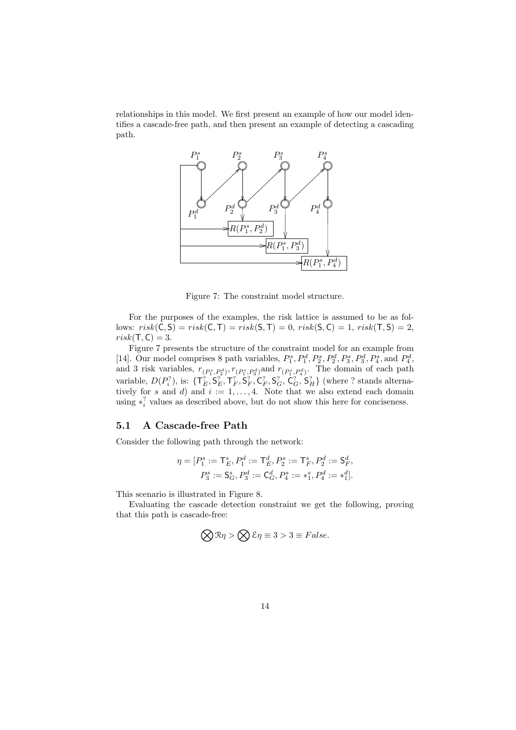relationships in this model. We first present an example of how our model identifies a cascade-free path, and then present an example of detecting a cascading path.

Figure 7: The constraint model structure.

For the purposes of the examples, the risk lattice is assumed to be as follows: $risk(\mathsf{C},\mathsf{S}) = risk(\mathsf{C},\mathsf{T}) = risk(\mathsf{S},\mathsf{T}) = 0$, $risk(\mathsf{S},\mathsf{C}) = 1$, $risk(\mathsf{T},\mathsf{S}) = 2$, $risk(\mathsf{T},\mathsf{C}) = 3$.

Figure 7 presents the structure of the constraint model for an example from [14]. Our model comprises 8 path variables, $P_1^s, P_1^d, P_2^s, P_2^d, P_3^s, P_3^d, P_4^s$, and $P_4^d$, and 3 risk variables, $r_{(P_1^s,P_2^d)}, r_{(P_1^s,P_3^d)}$ and $r_{(P_1^s,P_4^d)}$. The domain of each path variable, $D(P_i^?)$, is: $\{\mathsf{T}_E^?, \mathsf{S}_E^?, \mathsf{T}_F^?, \mathsf{S}_F^?, \mathsf{C}_F^?, \mathsf{S}_G^?, \mathsf{C}_G^?, \mathsf{S}_H^?\}$ (where ? stands alternatively for $s$ and $d$) and $i := 1, \ldots, 4$. Note that we also extend each domain using $*_i^?$ values as described above, but do not show this here for conciseness.

### 5.1 A Cascade-free Path

Consider the following path through the network:

$$\eta = [P_1^s := \mathsf{T}_E^s, P_1^d := \mathsf{T}_E^d, P_2^s := \mathsf{T}_F^s, P_2^d := \mathsf{S}_F^d, \\ P_3^s := \mathsf{S}_G^s, P_3^d := \mathsf{C}_G^d, P_4^s := *_1^s, P_4^d := *_1^d].$$

This scenario is illustrated in Figure 8.

Evaluating the cascade detection constraint we get the following, proving that this path is cascade-free:

$$\bigotimes \mathcal{R}\eta > \bigotimes \mathcal{E}\eta \equiv 3 > 3 \equiv False.$$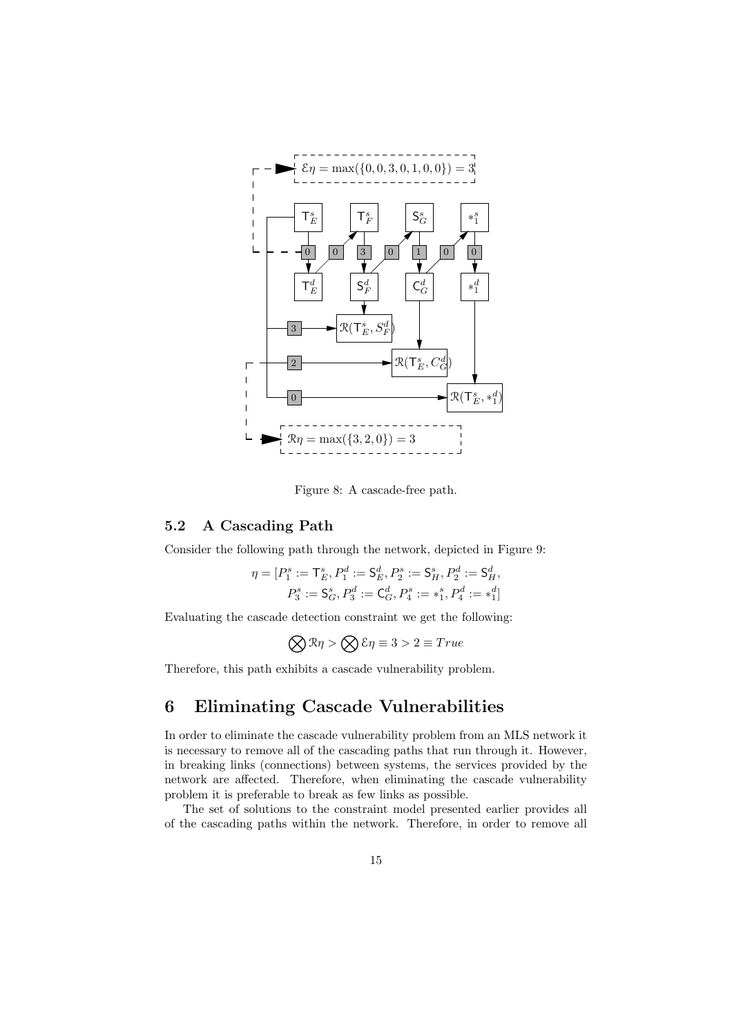Figure 8: A cascade-free path.

### 5.2 A Cascading Path

Consider the following path through the network, depicted in Figure 9:

$$\eta = [P_1^s := \mathsf{T}_E^s, P_1^d := \mathsf{S}_E^d, P_2^s := \mathsf{S}_H^s, P_2^d := \mathsf{S}_H^d,$$
$$P_3^s := \mathsf{S}_G^s, P_3^d := \mathsf{C}_G^d, P_4^s := *_1^s, P_4^d := *_1^d]$$

Evaluating the cascade detection constraint we get the following:

$$\bigotimes \mathcal{R}\eta > \bigotimes \mathcal{E}\eta \equiv 3 > 2 \equiv True$$

Therefore, this path exhibits a cascade vulnerability problem.

## 6 Eliminating Cascade Vulnerabilities

In order to eliminate the cascade vulnerability problem from an MLS network it is necessary to remove all of the cascading paths that run through it. However, in breaking links (connections) between systems, the services provided by the network are affected. Therefore, when eliminating the cascade vulnerability problem it is preferable to break as few links as possible.

The set of solutions to the constraint model presented earlier provides all of the cascading paths within the network. Therefore, in order to remove all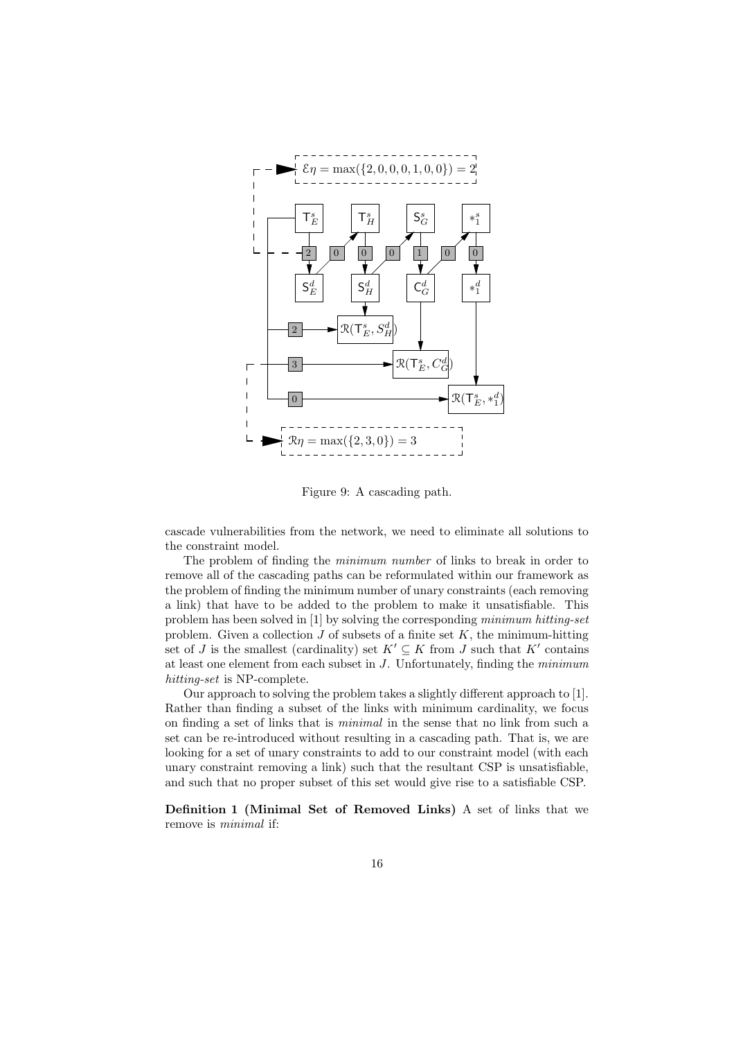Figure 9: A cascading path.

cascade vulnerabilities from the network, we need to eliminate all solutions to the constraint model.

The problem of finding the *minimum number* of links to break in order to remove all of the cascading paths can be reformulated within our framework as the problem of finding the minimum number of unary constraints (each removing a link) that have to be added to the problem to make it unsatisfiable. This problem has been solved in [1] by solving the corresponding *minimum hitting-set* problem. Given a collection $J$ of subsets of a finite set $K$, the minimum-hitting set of $J$ is the smallest (cardinality) set $K' \subseteq K$ from $J$ such that $K'$ contains at least one element from each subset in $J$. Unfortunately, finding the *minimum hitting-set* is NP-complete.

Our approach to solving the problem takes a slightly different approach to [1]. Rather than finding a subset of the links with minimum cardinality, we focus on finding a set of links that is *minimal* in the sense that no link from such a set can be re-introduced without resulting in a cascading path. That is, we are looking for a set of unary constraints to add to our constraint model (with each unary constraint removing a link) such that the resultant CSP is unsatisfiable, and such that no proper subset of this set would give rise to a satisfiable CSP.

**Definition 1 (Minimal Set of Removed Links)** A set of links that we remove is *minimal* if: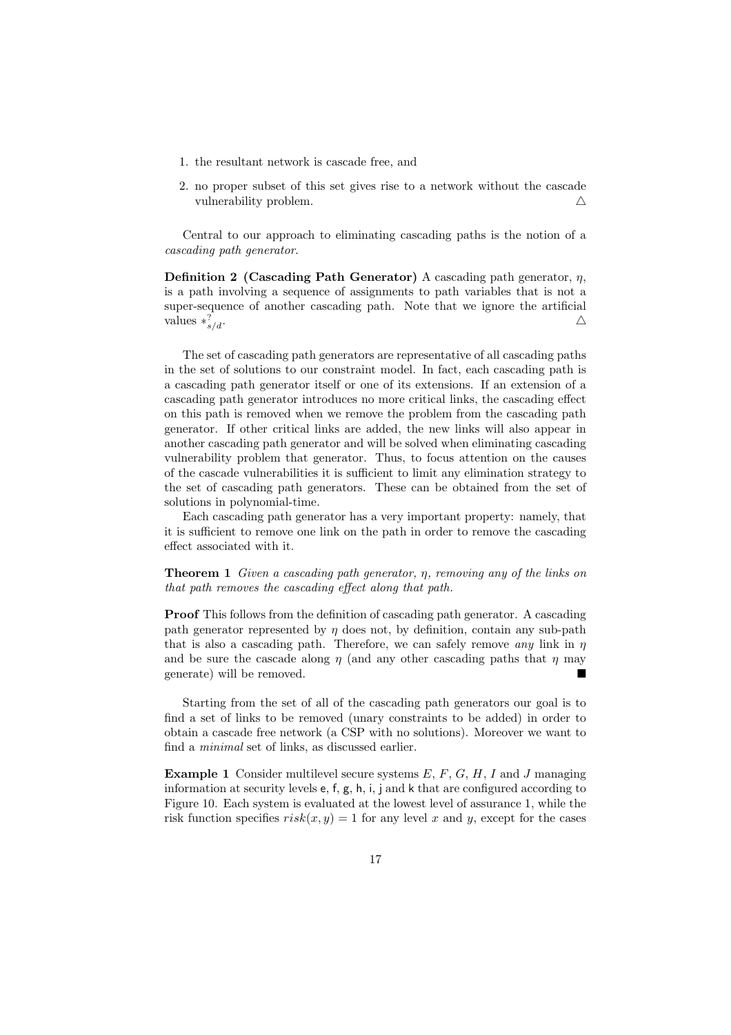1. the resultant network is cascade free, and
2. no proper subset of this set gives rise to a network without the cascade vulnerability problem. △

Central to our approach to eliminating cascading paths is the notion of a *cascading path generator*.

**Definition 2 (Cascading Path Generator)** A cascading path generator, $\eta$, is a path involving a sequence of assignments to path variables that is not a super-sequence of another cascading path. Note that we ignore the artificial values $*^{?}_{s/d}$. △

The set of cascading path generators are representative of all cascading paths in the set of solutions to our constraint model. In fact, each cascading path is a cascading path generator itself or one of its extensions. If an extension of a cascading path generator introduces no more critical links, the cascading effect on this path is removed when we remove the problem from the cascading path generator. If other critical links are added, the new links will also appear in another cascading path generator and will be solved when eliminating cascading vulnerability problem that generator. Thus, to focus attention on the causes of the cascade vulnerabilities it is sufficient to limit any elimination strategy to the set of cascading path generators. These can be obtained from the set of solutions in polynomial-time.

Each cascading path generator has a very important property: namely, that it is sufficient to remove one link on the path in order to remove the cascading effect associated with it.

**Theorem 1** *Given a cascading path generator, $\eta$, removing any of the links on that path removes the cascading effect along that path.*

**Proof** This follows from the definition of cascading path generator. A cascading path generator represented by $\eta$ does not, by definition, contain any sub-path that is also a cascading path. Therefore, we can safely remove *any* link in $\eta$ and be sure the cascade along $\eta$ (and any other cascading paths that $\eta$ may generate) will be removed. ■

Starting from the set of all of the cascading path generators our goal is to find a set of links to be removed (unary constraints to be added) in order to obtain a cascade free network (a CSP with no solutions). Moreover we want to find a *minimal* set of links, as discussed earlier.

**Example 1** Consider multilevel secure systems $E$, $F$, $G$, $H$, $I$ and $J$ managing information at security levels e, f, g, h, i, j and k that are configured according to Figure 10. Each system is evaluated at the lowest level of assurance 1, while the risk function specifies $risk(x, y) = 1$ for any level $x$ and $y$, except for the cases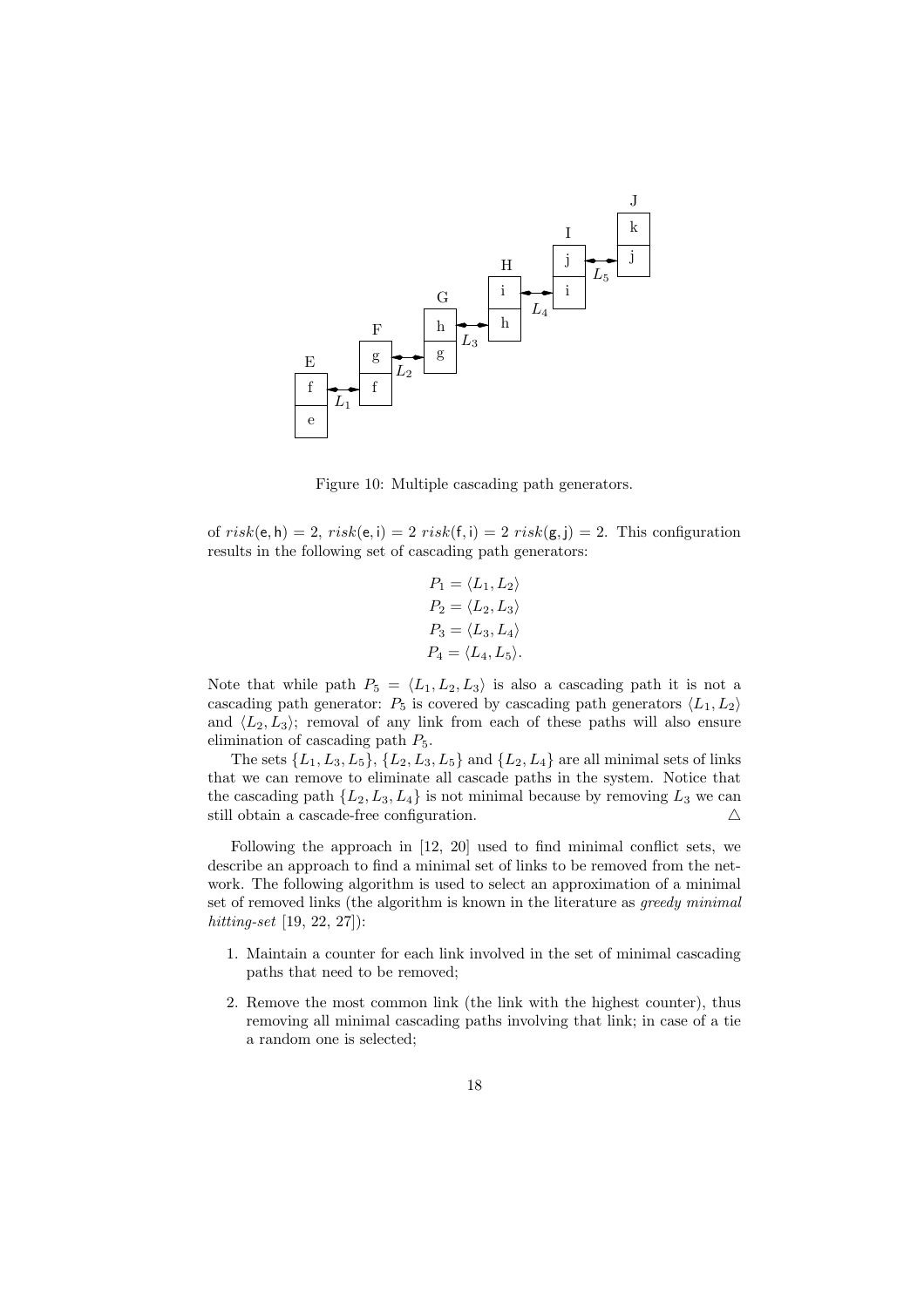Figure 10: Multiple cascading path generators.

of $risk(\mathsf{e},\mathsf{h}) = 2$, $risk(\mathsf{e},\mathsf{i}) = 2$ $risk(\mathsf{f},\mathsf{i}) = 2$ $risk(\mathsf{g},\mathsf{j}) = 2$. This configuration results in the following set of cascading path generators:

$$
\begin{aligned}
P_1 &= \langle L_1, L_2 \rangle \\
P_2 &= \langle L_2, L_3 \rangle \\
P_3 &= \langle L_3, L_4 \rangle \\
P_4 &= \langle L_4, L_5 \rangle.
\end{aligned}
$$

Note that while path $P_5 = \langle L_1, L_2, L_3 \rangle$ is also a cascading path it is not a cascading path generator: $P_5$ is covered by cascading path generators $\langle L_1, L_2 \rangle$ and $\langle L_2, L_3 \rangle$; removal of any link from each of these paths will also ensure elimination of cascading path $P_5$.

The sets $\{L_1, L_3, L_5\}$, $\{L_2, L_3, L_5\}$ and $\{L_2, L_4\}$ are all minimal sets of links that we can remove to eliminate all cascade paths in the system. Notice that the cascading path $\{L_2, L_3, L_4\}$ is not minimal because by removing $L_3$ we can still obtain a cascade-free configuration. △

Following the approach in [12, 20] used to find minimal conflict sets, we describe an approach to find a minimal set of links to be removed from the network. The following algorithm is used to select an approximation of a minimal set of removed links (the algorithm is known in the literature as *greedy minimal hitting-set* [19, 22, 27]):

1. Maintain a counter for each link involved in the set of minimal cascading paths that need to be removed;
2. Remove the most common link (the link with the highest counter), thus removing all minimal cascading paths involving that link; in case of a tie a random one is selected;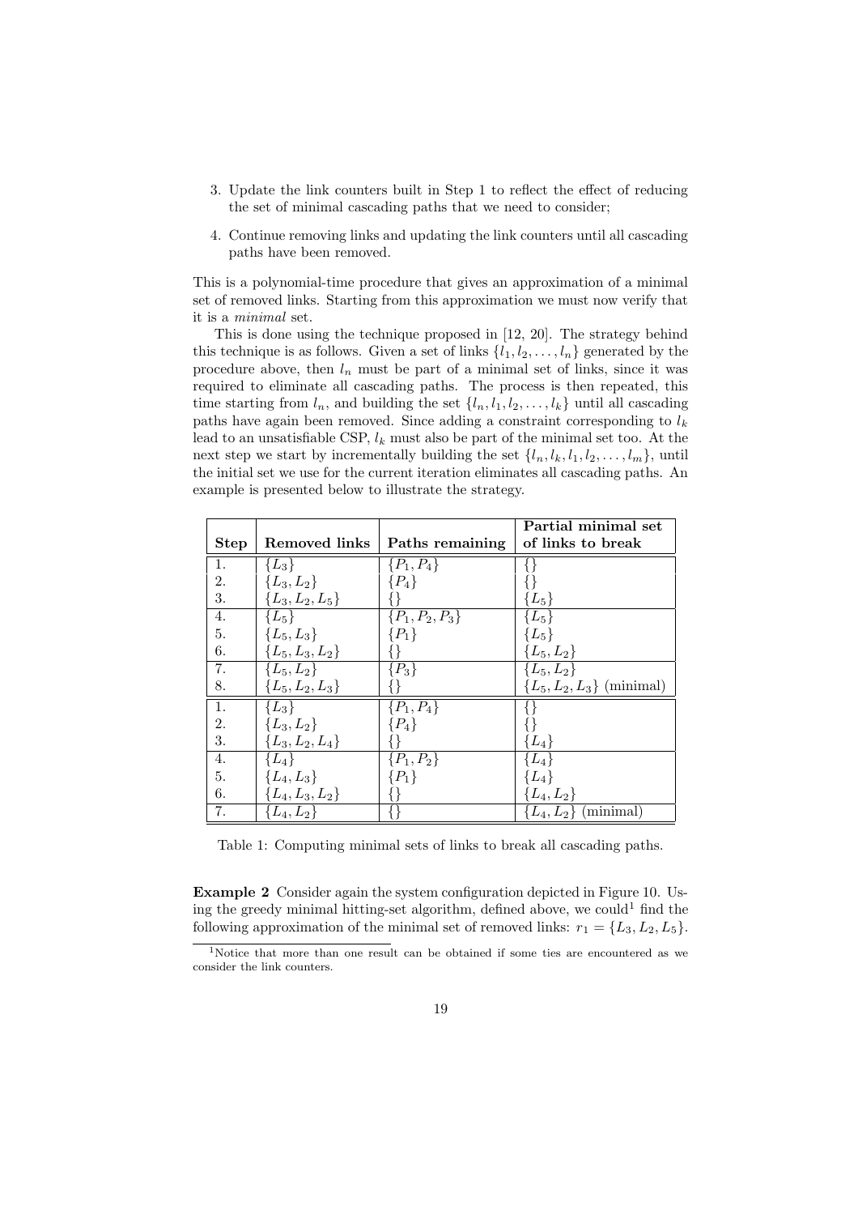3. Update the link counters built in Step 1 to reflect the effect of reducing the set of minimal cascading paths that we need to consider;

4. Continue removing links and updating the link counters until all cascading paths have been removed.

This is a polynomial-time procedure that gives an approximation of a minimal set of removed links. Starting from this approximation we must now verify that it is a *minimal* set.

This is done using the technique proposed in [12, 20]. The strategy behind this technique is as follows. Given a set of links $\{l_1, l_2, \ldots, l_n\}$ generated by the procedure above, then $l_n$ must be part of a minimal set of links, since it was required to eliminate all cascading paths. The process is then repeated, this time starting from $l_n$, and building the set $\{l_n, l_1, l_2, \ldots, l_k\}$ until all cascading paths have again been removed. Since adding a constraint corresponding to $l_k$ lead to an unsatisfiable CSP, $l_k$ must also be part of the minimal set too. At the next step we start by incrementally building the set $\{l_n, l_k, l_1, l_2, \ldots, l_m\}$, until the initial set we use for the current iteration eliminates all cascading paths. An example is presented below to illustrate the strategy.

| Step | Removed links | Paths remaining | Partial minimal set of links to break |
|---|---|---|---|
| 1. | $\{L_3\}$ | $\{P_1, P_4\}$ | $\{\}$ |
| 2. | $\{L_3, L_2\}$ | $\{P_4\}$ | $\{\}$ |
| 3. | $\{L_3, L_2, L_5\}$ | $\{\}$ | $\{L_5\}$ |
| 4. | $\{L_5\}$ | $\{P_1, P_2, P_3\}$ | $\{L_5\}$ |
| 5. | $\{L_5, L_3\}$ | $\{P_1\}$ | $\{L_5\}$ |
| 6. | $\{L_5, L_3, L_2\}$ | $\{\}$ | $\{L_5, L_2\}$ |
| 7. | $\{L_5, L_2\}$ | $\{P_3\}$ | $\{L_5, L_2\}$ |
| 8. | $\{L_5, L_2, L_3\}$ | $\{\}$ | $\{L_5, L_2, L_3\}$ (minimal) |
| 1. | $\{L_3\}$ | $\{P_1, P_4\}$ | $\{\}$ |
| 2. | $\{L_3, L_2\}$ | $\{P_4\}$ | $\{\}$ |
| 3. | $\{L_3, L_2, L_4\}$ | $\{\}$ | $\{L_4\}$ |
| 4. | $\{L_4\}$ | $\{P_1, P_2\}$ | $\{L_4\}$ |
| 5. | $\{L_4, L_3\}$ | $\{P_1\}$ | $\{L_4\}$ |
| 6. | $\{L_4, L_3, L_2\}$ | $\{\}$ | $\{L_4, L_2\}$ |
| 7. | $\{L_4, L_2\}$ | $\{\}$ | $\{L_4, L_2\}$ (minimal) |

Table 1: Computing minimal sets of links to break all cascading paths.

**Example 2** Consider again the system configuration depicted in Figure 10. Using the greedy minimal hitting-set algorithm, defined above, we could[1] find the following approximation of the minimal set of removed links: $r_1 = \{L_3, L_2, L_5\}$.

[1] Notice that more than one result can be obtained if some ties are encountered as we consider the link counters.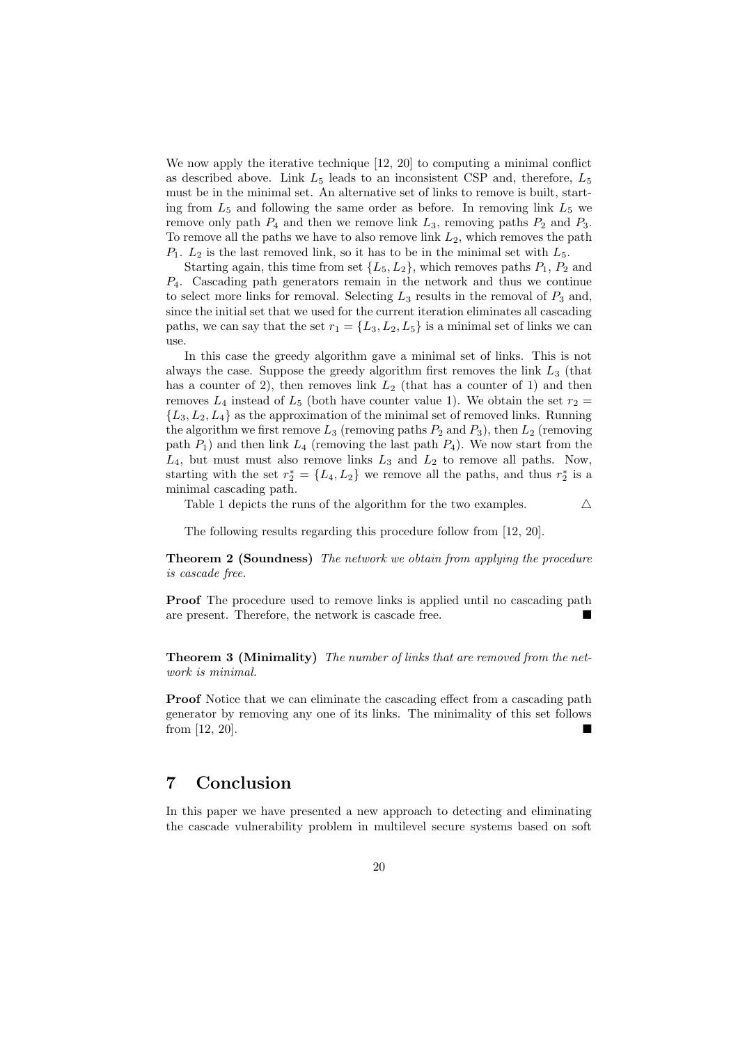We now apply the iterative technique [12, 20] to computing a minimal conflict as described above. Link $L_5$ leads to an inconsistent CSP and, therefore, $L_5$ must be in the minimal set. An alternative set of links to remove is built, starting from $L_5$ and following the same order as before. In removing link $L_5$ we remove only path $P_4$ and then we remove link $L_3$, removing paths $P_2$ and $P_3$. To remove all the paths we have to also remove link $L_2$, which removes the path $P_1$. $L_2$ is the last removed link, so it has to be in the minimal set with $L_5$.

Starting again, this time from set $\{L_5, L_2\}$, which removes paths $P_1$, $P_2$ and $P_4$. Cascading path generators remain in the network and thus we continue to select more links for removal. Selecting $L_3$ results in the removal of $P_3$ and, since the initial set that we used for the current iteration eliminates all cascading paths, we can say that the set $r_1 = \{L_3, L_2, L_5\}$ is a minimal set of links we can use.

In this case the greedy algorithm gave a minimal set of links. This is not always the case. Suppose the greedy algorithm first removes the link $L_3$ (that has a counter of 2), then removes link $L_2$ (that has a counter of 1) and then removes $L_4$ instead of $L_5$ (both have counter value 1). We obtain the set $r_2 = \{L_3, L_2, L_4\}$ as the approximation of the minimal set of removed links. Running the algorithm we first remove $L_3$ (removing paths $P_2$ and $P_3$), then $L_2$ (removing path $P_1$) and then link $L_4$ (removing the last path $P_4$). We now start from the $L_4$, but must must also remove links $L_3$ and $L_2$ to remove all paths. Now, starting with the set $r_2^* = \{L_4, L_2\}$ we remove all the paths, and thus $r_2^*$ is a minimal cascading path.

Table 1 depicts the runs of the algorithm for the two examples. $\triangle$

The following results regarding this procedure follow from [12, 20].

**Theorem 2 (Soundness)** *The network we obtain from applying the procedure is cascade free.*

**Proof** The procedure used to remove links is applied until no cascading path are present. Therefore, the network is cascade free. ■

**Theorem 3 (Minimality)** *The number of links that are removed from the network is minimal.*

**Proof** Notice that we can eliminate the cascading effect from a cascading path generator by removing any one of its links. The minimality of this set follows from [12, 20]. ■

## 7 Conclusion

In this paper we have presented a new approach to detecting and eliminating the cascade vulnerability problem in multilevel secure systems based on soft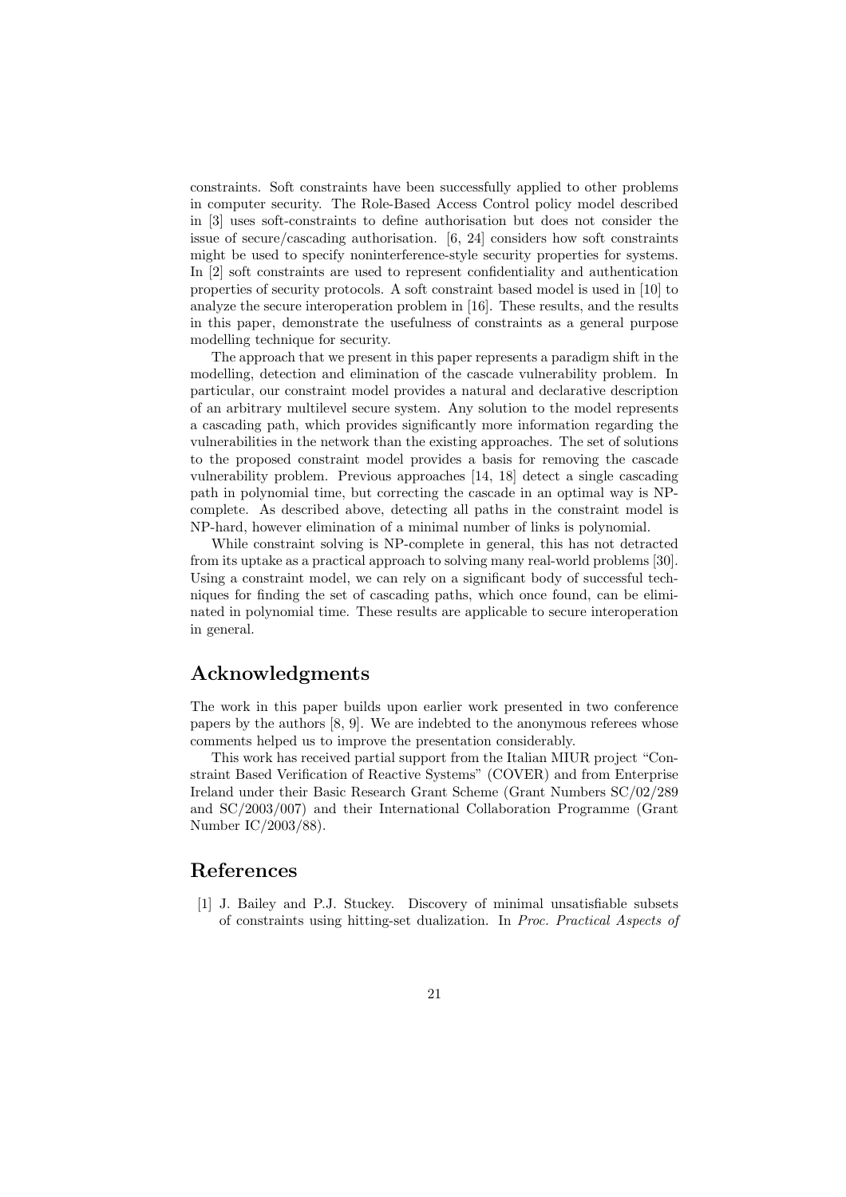constraints. Soft constraints have been successfully applied to other problems in computer security. The Role-Based Access Control policy model described in [3] uses soft-constraints to define authorisation but does not consider the issue of secure/cascading authorisation. [6, 24] considers how soft constraints might be used to specify noninterference-style security properties for systems. In [2] soft constraints are used to represent confidentiality and authentication properties of security protocols. A soft constraint based model is used in [10] to analyze the secure interoperation problem in [16]. These results, and the results in this paper, demonstrate the usefulness of constraints as a general purpose modelling technique for security.

The approach that we present in this paper represents a paradigm shift in the modelling, detection and elimination of the cascade vulnerability problem. In particular, our constraint model provides a natural and declarative description of an arbitrary multilevel secure system. Any solution to the model represents a cascading path, which provides significantly more information regarding the vulnerabilities in the network than the existing approaches. The set of solutions to the proposed constraint model provides a basis for removing the cascade vulnerability problem. Previous approaches [14, 18] detect a single cascading path in polynomial time, but correcting the cascade in an optimal way is NP-complete. As described above, detecting all paths in the constraint model is NP-hard, however elimination of a minimal number of links is polynomial.

While constraint solving is NP-complete in general, this has not detracted from its uptake as a practical approach to solving many real-world problems [30]. Using a constraint model, we can rely on a significant body of successful techniques for finding the set of cascading paths, which once found, can be eliminated in polynomial time. These results are applicable to secure interoperation in general.

## Acknowledgments

The work in this paper builds upon earlier work presented in two conference papers by the authors [8, 9]. We are indebted to the anonymous referees whose comments helped us to improve the presentation considerably.

This work has received partial support from the Italian MIUR project "Constraint Based Verification of Reactive Systems" (COVER) and from Enterprise Ireland under their Basic Research Grant Scheme (Grant Numbers SC/02/289 and SC/2003/007) and their International Collaboration Programme (Grant Number IC/2003/88).

## References

[1] J. Bailey and P.J. Stuckey. Discovery of minimal unsatisfiable subsets of constraints using hitting-set dualization. In *Proc. Practical Aspects of*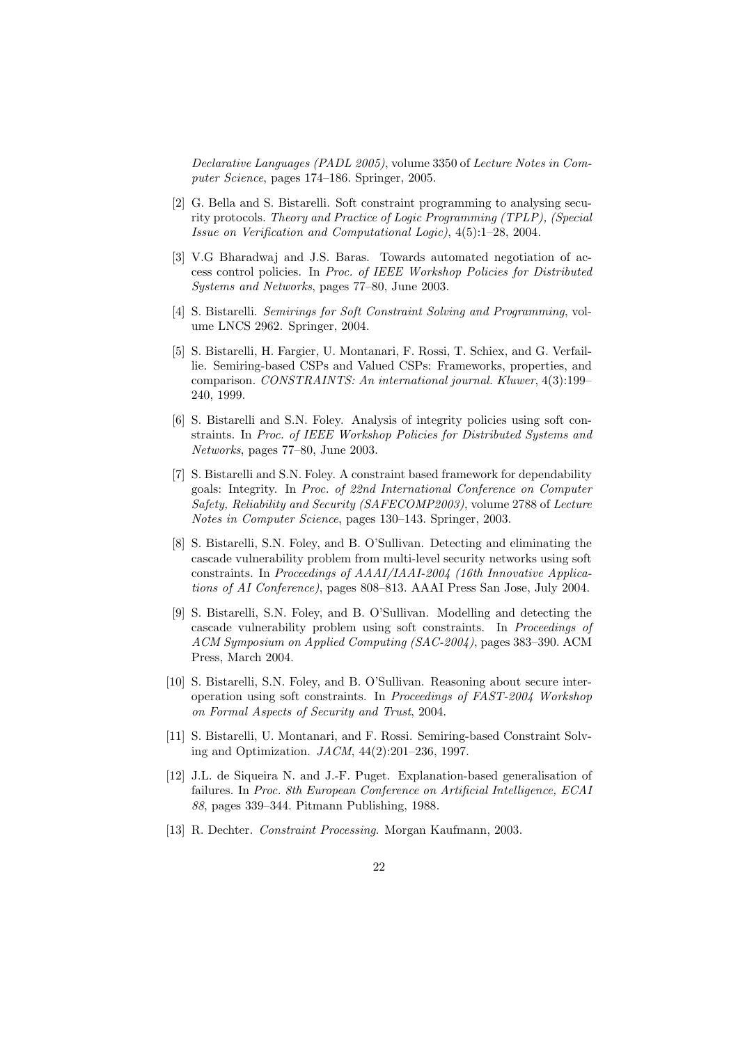*Declarative Languages (PADL 2005)*, volume 3350 of *Lecture Notes in Computer Science*, pages 174–186. Springer, 2005.

[2] G. Bella and S. Bistarelli. Soft constraint programming to analysing security protocols. *Theory and Practice of Logic Programming (TPLP), (Special Issue on Verification and Computational Logic)*, 4(5):1–28, 2004.

[3] V.G Bharadwaj and J.S. Baras. Towards automated negotiation of access control policies. In *Proc. of IEEE Workshop Policies for Distributed Systems and Networks*, pages 77–80, June 2003.

[4] S. Bistarelli. *Semirings for Soft Constraint Solving and Programming*, volume LNCS 2962. Springer, 2004.

[5] S. Bistarelli, H. Fargier, U. Montanari, F. Rossi, T. Schiex, and G. Verfaillie. Semiring-based CSPs and Valued CSPs: Frameworks, properties, and comparison. *CONSTRAINTS: An international journal. Kluwer*, 4(3):199–240, 1999.

[6] S. Bistarelli and S.N. Foley. Analysis of integrity policies using soft constraints. In *Proc. of IEEE Workshop Policies for Distributed Systems and Networks*, pages 77–80, June 2003.

[7] S. Bistarelli and S.N. Foley. A constraint based framework for dependability goals: Integrity. In *Proc. of 22nd International Conference on Computer Safety, Reliability and Security (SAFECOMP2003)*, volume 2788 of *Lecture Notes in Computer Science*, pages 130–143. Springer, 2003.

[8] S. Bistarelli, S.N. Foley, and B. O'Sullivan. Detecting and eliminating the cascade vulnerability problem from multi-level security networks using soft constraints. In *Proceedings of AAAI/IAAI-2004 (16th Innovative Applications of AI Conference)*, pages 808–813. AAAI Press San Jose, July 2004.

[9] S. Bistarelli, S.N. Foley, and B. O'Sullivan. Modelling and detecting the cascade vulnerability problem using soft constraints. In *Proceedings of ACM Symposium on Applied Computing (SAC-2004)*, pages 383–390. ACM Press, March 2004.

[10] S. Bistarelli, S.N. Foley, and B. O'Sullivan. Reasoning about secure interoperation using soft constraints. In *Proceedings of FAST-2004 Workshop on Formal Aspects of Security and Trust*, 2004.

[11] S. Bistarelli, U. Montanari, and F. Rossi. Semiring-based Constraint Solving and Optimization. *JACM*, 44(2):201–236, 1997.

[12] J.L. de Siqueira N. and J.-F. Puget. Explanation-based generalisation of failures. In *Proc. 8th European Conference on Artificial Intelligence, ECAI 88*, pages 339–344. Pitmann Publishing, 1988.

[13] R. Dechter. *Constraint Processing*. Morgan Kaufmann, 2003.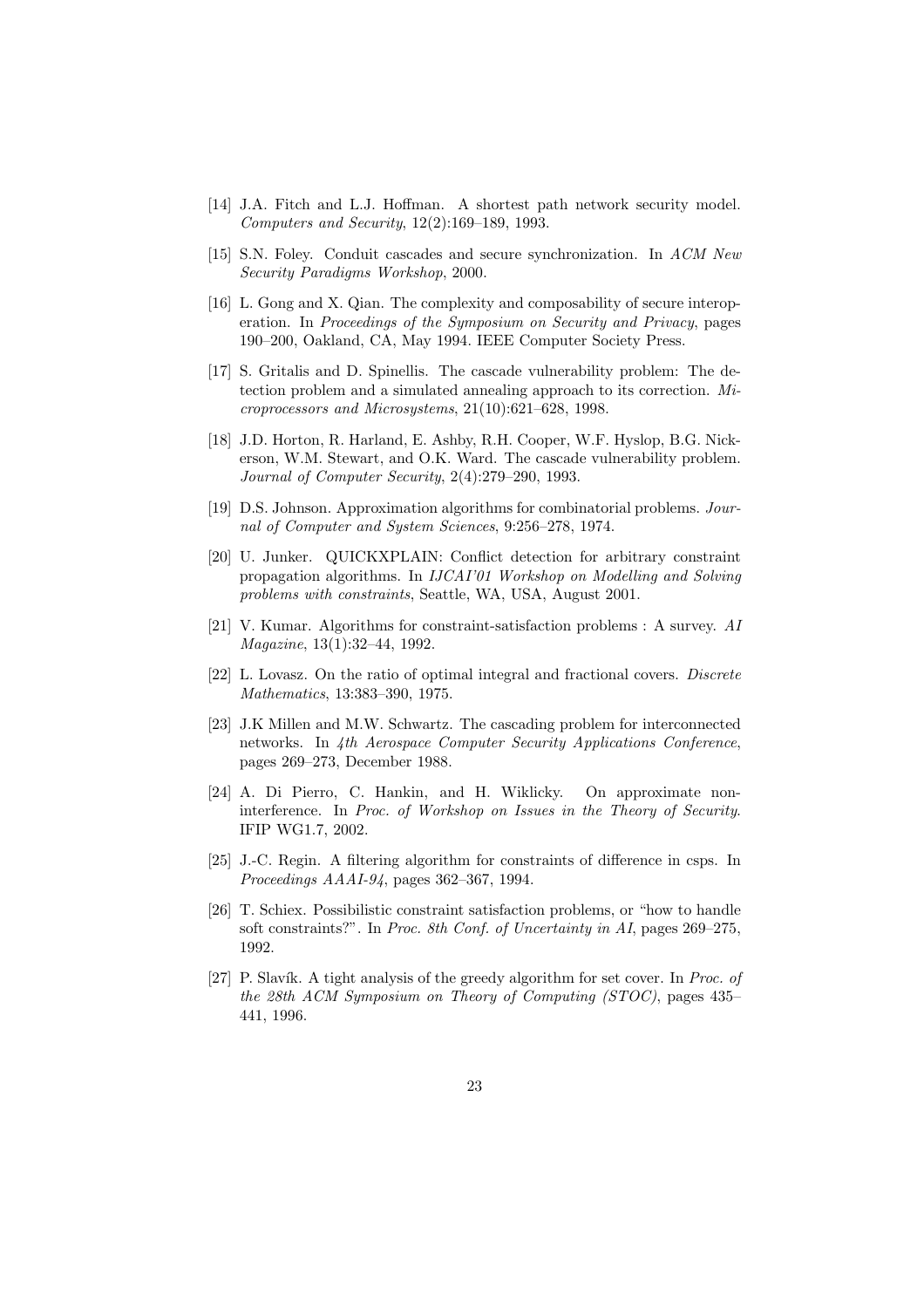[14] J.A. Fitch and L.J. Hoffman. A shortest path network security model. *Computers and Security*, 12(2):169–189, 1993.

[15] S.N. Foley. Conduit cascades and secure synchronization. In *ACM New Security Paradigms Workshop*, 2000.

[16] L. Gong and X. Qian. The complexity and composability of secure interoperation. In *Proceedings of the Symposium on Security and Privacy*, pages 190–200, Oakland, CA, May 1994. IEEE Computer Society Press.

[17] S. Gritalis and D. Spinellis. The cascade vulnerability problem: The detection problem and a simulated annealing approach to its correction. *Microprocessors and Microsystems*, 21(10):621–628, 1998.

[18] J.D. Horton, R. Harland, E. Ashby, R.H. Cooper, W.F. Hyslop, B.G. Nickerson, W.M. Stewart, and O.K. Ward. The cascade vulnerability problem. *Journal of Computer Security*, 2(4):279–290, 1993.

[19] D.S. Johnson. Approximation algorithms for combinatorial problems. *Journal of Computer and System Sciences*, 9:256–278, 1974.

[20] U. Junker. QUICKXPLAIN: Conflict detection for arbitrary constraint propagation algorithms. In *IJCAI'01 Workshop on Modelling and Solving problems with constraints*, Seattle, WA, USA, August 2001.

[21] V. Kumar. Algorithms for constraint-satisfaction problems : A survey. *AI Magazine*, 13(1):32–44, 1992.

[22] L. Lovasz. On the ratio of optimal integral and fractional covers. *Discrete Mathematics*, 13:383–390, 1975.

[23] J.K Millen and M.W. Schwartz. The cascading problem for interconnected networks. In *4th Aerospace Computer Security Applications Conference*, pages 269–273, December 1988.

[24] A. Di Pierro, C. Hankin, and H. Wiklicky. On approximate non-interference. In *Proc. of Workshop on Issues in the Theory of Security*. IFIP WG1.7, 2002.

[25] J.-C. Regin. A filtering algorithm for constraints of difference in csps. In *Proceedings AAAI-94*, pages 362–367, 1994.

[26] T. Schiex. Possibilistic constraint satisfaction problems, or "how to handle soft constraints?". In *Proc. 8th Conf. of Uncertainty in AI*, pages 269–275, 1992.

[27] P. Slavík. A tight analysis of the greedy algorithm for set cover. In *Proc. of the 28th ACM Symposium on Theory of Computing (STOC)*, pages 435–441, 1996.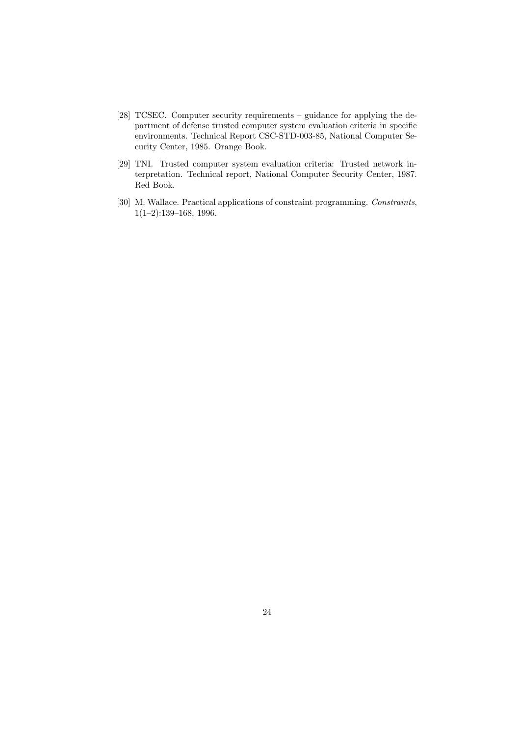[28] TCSEC. Computer security requirements – guidance for applying the department of defense trusted computer system evaluation criteria in specific environments. Technical Report CSC-STD-003-85, National Computer Security Center, 1985. Orange Book.

[29] TNI. Trusted computer system evaluation criteria: Trusted network interpretation. Technical report, National Computer Security Center, 1987. Red Book.

[30] M. Wallace. Practical applications of constraint programming. *Constraints*, 1(1–2):139–168, 1996.